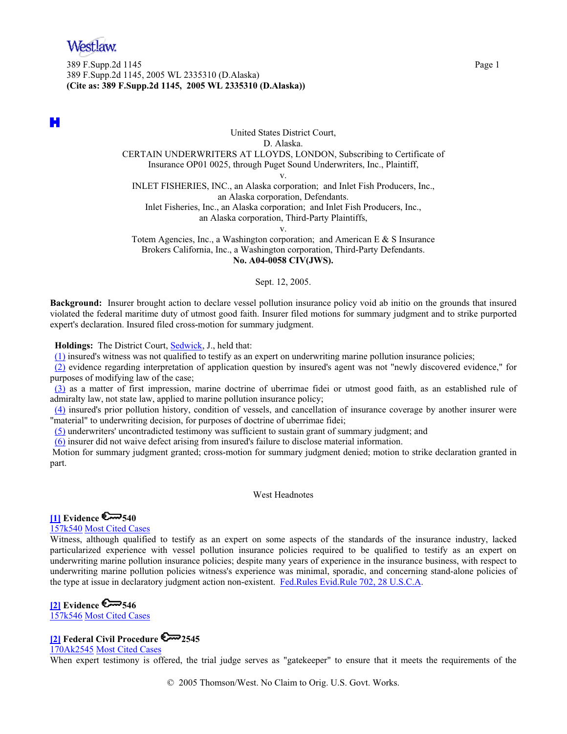United States District Court,
D. Alaska.
CERTAIN UNDERWRITERS AT LLOYDS, LONDON, Subscribing to Certificate of Insurance OP01 0025, through Puget Sound Underwriters, Inc., Plaintiff,
v.
INLET FISHERIES, INC., an Alaska corporation; and Inlet Fish Producers, Inc., an Alaska corporation, Defendants.
Inlet Fisheries, Inc., an Alaska corporation; and Inlet Fish Producers, Inc., an Alaska corporation, Third-Party Plaintiffs,
v.
Totem Agencies, Inc., a Washington corporation; and American E & S Insurance Brokers California, Inc., a Washington corporation, Third-Party Defendants.
**No. A04-0058 CIV(JWS).**

Sept. 12, 2005.

**Background:** Insurer brought action to declare vessel pollution insurance policy void ab initio on the grounds that insured violated the federal maritime duty of utmost good faith. Insurer filed motions for summary judgment and to strike purported expert's declaration. Insured filed cross-motion for summary judgment.

**Holdings:** The District Court, Sedwick, J., held that:

(1) insured's witness was not qualified to testify as an expert on underwriting marine pollution insurance policies;

(2) evidence regarding interpretation of application question by insured's agent was not "newly discovered evidence," for purposes of modifying law of the case;

(3) as a matter of first impression, marine doctrine of uberrimae fidei or utmost good faith, as an established rule of admiralty law, not state law, applied to marine pollution insurance policy;

(4) insured's prior pollution history, condition of vessels, and cancellation of insurance coverage by another insurer were "material" to underwriting decision, for purposes of doctrine of uberrimae fidei;

(5) underwriters' uncontradicted testimony was sufficient to sustain grant of summary judgment; and

(6) insurer did not waive defect arising from insured's failure to disclose material information.

Motion for summary judgment granted; cross-motion for summary judgment denied; motion to strike declaration granted in part.

West Headnotes

**[1] Evidence 540**
157k540 Most Cited Cases
Witness, although qualified to testify as an expert on some aspects of the standards of the insurance industry, lacked particularized experience with vessel pollution insurance policies required to be qualified to testify as an expert on underwriting marine pollution insurance policies; despite many years of experience in the insurance business, with respect to underwriting marine pollution policies witness's experience was minimal, sporadic, and concerning stand-alone policies of the type at issue in declaratory judgment action non-existent. Fed.Rules Evid.Rule 702, 28 U.S.C.A.

**[2] Evidence 546**
157k546 Most Cited Cases

**[2] Federal Civil Procedure 2545**
170Ak2545 Most Cited Cases
When expert testimony is offered, the trial judge serves as "gatekeeper" to ensure that it meets the requirements of the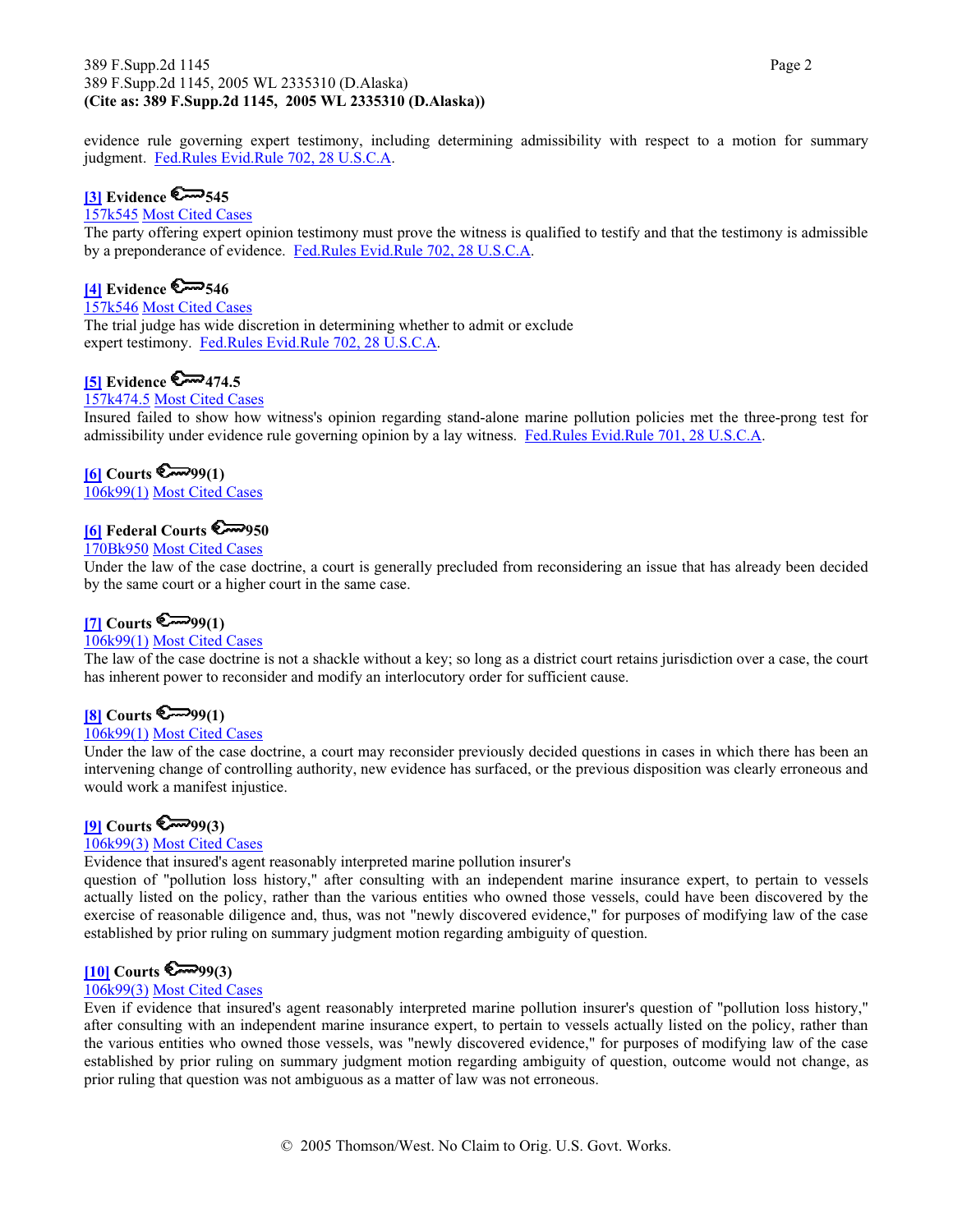evidence rule governing expert testimony, including determining admissibility with respect to a motion for summary judgment. Fed.Rules Evid.Rule 702, 28 U.S.C.A.

**[3] Evidence 545**
157k545 Most Cited Cases
The party offering expert opinion testimony must prove the witness is qualified to testify and that the testimony is admissible by a preponderance of evidence. Fed.Rules Evid.Rule 702, 28 U.S.C.A.

**[4] Evidence 546**
157k546 Most Cited Cases
The trial judge has wide discretion in determining whether to admit or exclude expert testimony. Fed.Rules Evid.Rule 702, 28 U.S.C.A.

**[5] Evidence 474.5**
157k474.5 Most Cited Cases
Insured failed to show how witness's opinion regarding stand-alone marine pollution policies met the three-prong test for admissibility under evidence rule governing opinion by a lay witness. Fed.Rules Evid.Rule 701, 28 U.S.C.A.

**[6] Courts 99(1)**
106k99(1) Most Cited Cases

**[6] Federal Courts 950**
170Bk950 Most Cited Cases
Under the law of the case doctrine, a court is generally precluded from reconsidering an issue that has already been decided by the same court or a higher court in the same case.

**[7] Courts 99(1)**
106k99(1) Most Cited Cases
The law of the case doctrine is not a shackle without a key; so long as a district court retains jurisdiction over a case, the court has inherent power to reconsider and modify an interlocutory order for sufficient cause.

**[8] Courts 99(1)**
106k99(1) Most Cited Cases
Under the law of the case doctrine, a court may reconsider previously decided questions in cases in which there has been an intervening change of controlling authority, new evidence has surfaced, or the previous disposition was clearly erroneous and would work a manifest injustice.

**[9] Courts 99(3)**
106k99(3) Most Cited Cases
Evidence that insured's agent reasonably interpreted marine pollution insurer's question of "pollution loss history," after consulting with an independent marine insurance expert, to pertain to vessels actually listed on the policy, rather than the various entities who owned those vessels, could have been discovered by the exercise of reasonable diligence and, thus, was not "newly discovered evidence," for purposes of modifying law of the case established by prior ruling on summary judgment motion regarding ambiguity of question.

**[10] Courts 99(3)**
106k99(3) Most Cited Cases
Even if evidence that insured's agent reasonably interpreted marine pollution insurer's question of "pollution loss history," after consulting with an independent marine insurance expert, to pertain to vessels actually listed on the policy, rather than the various entities who owned those vessels, was "newly discovered evidence," for purposes of modifying law of the case established by prior ruling on summary judgment motion regarding ambiguity of question, outcome would not change, as prior ruling that question was not ambiguous as a matter of law was not erroneous.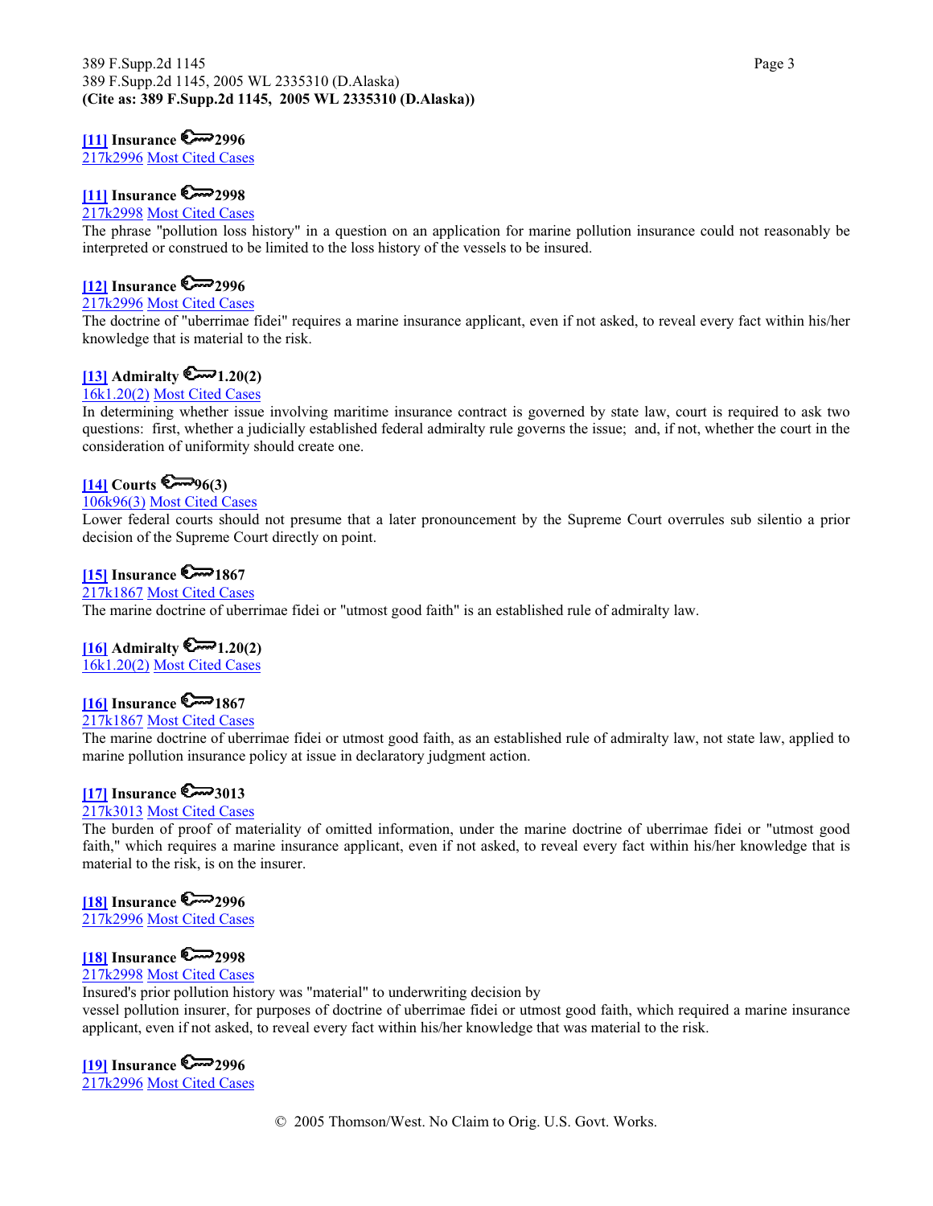**[11] Insurance 🔑2996**
217k2996 Most Cited Cases

**[11] Insurance 🔑2998**
217k2998 Most Cited Cases
The phrase "pollution loss history" in a question on an application for marine pollution insurance could not reasonably be interpreted or construed to be limited to the loss history of the vessels to be insured.

**[12] Insurance 🔑2996**
217k2996 Most Cited Cases
The doctrine of "uberrimae fidei" requires a marine insurance applicant, even if not asked, to reveal every fact within his/her knowledge that is material to the risk.

**[13] Admiralty 🔑1.20(2)**
16k1.20(2) Most Cited Cases
In determining whether issue involving maritime insurance contract is governed by state law, court is required to ask two questions: first, whether a judicially established federal admiralty rule governs the issue; and, if not, whether the court in the consideration of uniformity should create one.

**[14] Courts 🔑96(3)**
106k96(3) Most Cited Cases
Lower federal courts should not presume that a later pronouncement by the Supreme Court overrules sub silentio a prior decision of the Supreme Court directly on point.

**[15] Insurance 🔑1867**
217k1867 Most Cited Cases
The marine doctrine of uberrimae fidei or "utmost good faith" is an established rule of admiralty law.

**[16] Admiralty 🔑1.20(2)**
16k1.20(2) Most Cited Cases

**[16] Insurance 🔑1867**
217k1867 Most Cited Cases
The marine doctrine of uberrimae fidei or utmost good faith, as an established rule of admiralty law, not state law, applied to marine pollution insurance policy at issue in declaratory judgment action.

**[17] Insurance 🔑3013**
217k3013 Most Cited Cases
The burden of proof of materiality of omitted information, under the marine doctrine of uberrimae fidei or "utmost good faith," which requires a marine insurance applicant, even if not asked, to reveal every fact within his/her knowledge that is material to the risk, is on the insurer.

**[18] Insurance 🔑2996**
217k2996 Most Cited Cases

**[18] Insurance 🔑2998**
217k2998 Most Cited Cases
Insured's prior pollution history was "material" to underwriting decision by vessel pollution insurer, for purposes of doctrine of uberrimae fidei or utmost good faith, which required a marine insurance applicant, even if not asked, to reveal every fact within his/her knowledge that was material to the risk.

**[19] Insurance 🔑2996**
217k2996 Most Cited Cases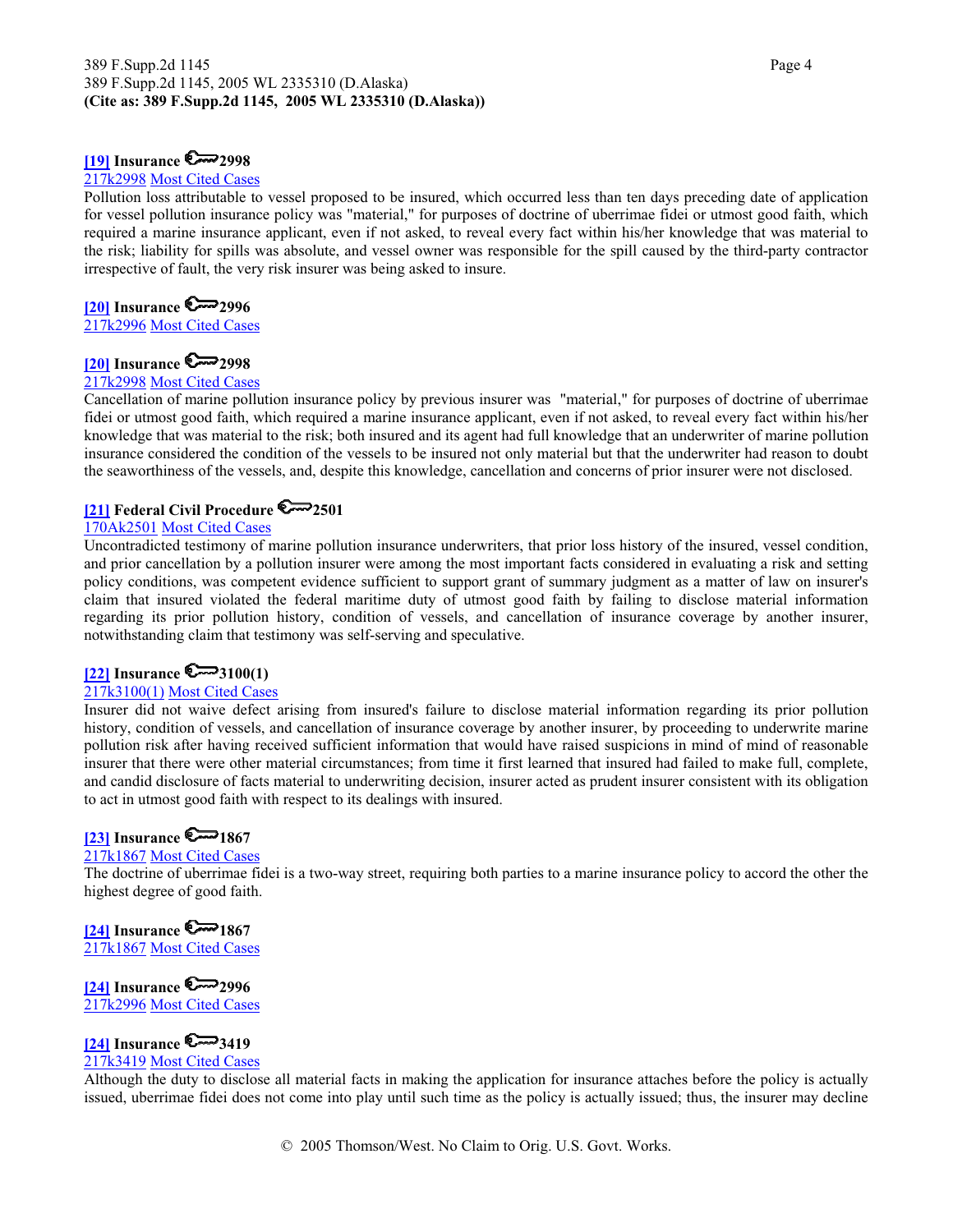**[19] Insurance 🔑2998**

217k2998 Most Cited Cases

Pollution loss attributable to vessel proposed to be insured, which occurred less than ten days preceding date of application for vessel pollution insurance policy was "material," for purposes of doctrine of uberrimae fidei or utmost good faith, which required a marine insurance applicant, even if not asked, to reveal every fact within his/her knowledge that was material to the risk; liability for spills was absolute, and vessel owner was responsible for the spill caused by the third-party contractor irrespective of fault, the very risk insurer was being asked to insure.

**[20] Insurance 🔑2996**

217k2996 Most Cited Cases

**[20] Insurance 🔑2998**

217k2998 Most Cited Cases

Cancellation of marine pollution insurance policy by previous insurer was "material," for purposes of doctrine of uberrimae fidei or utmost good faith, which required a marine insurance applicant, even if not asked, to reveal every fact within his/her knowledge that was material to the risk; both insured and its agent had full knowledge that an underwriter of marine pollution insurance considered the condition of the vessels to be insured not only material but that the underwriter had reason to doubt the seaworthiness of the vessels, and, despite this knowledge, cancellation and concerns of prior insurer were not disclosed.

**[21] Federal Civil Procedure 🔑2501**

170Ak2501 Most Cited Cases

Uncontradicted testimony of marine pollution insurance underwriters, that prior loss history of the insured, vessel condition, and prior cancellation by a pollution insurer were among the most important facts considered in evaluating a risk and setting policy conditions, was competent evidence sufficient to support grant of summary judgment as a matter of law on insurer's claim that insured violated the federal maritime duty of utmost good faith by failing to disclose material information regarding its prior pollution history, condition of vessels, and cancellation of insurance coverage by another insurer, notwithstanding claim that testimony was self-serving and speculative.

**[22] Insurance 🔑3100(1)**

217k3100(1) Most Cited Cases

Insurer did not waive defect arising from insured's failure to disclose material information regarding its prior pollution history, condition of vessels, and cancellation of insurance coverage by another insurer, by proceeding to underwrite marine pollution risk after having received sufficient information that would have raised suspicions in mind of mind of reasonable insurer that there were other material circumstances; from time it first learned that insured had failed to make full, complete, and candid disclosure of facts material to underwriting decision, insurer acted as prudent insurer consistent with its obligation to act in utmost good faith with respect to its dealings with insured.

**[23] Insurance 🔑1867**

217k1867 Most Cited Cases

The doctrine of uberrimae fidei is a two-way street, requiring both parties to a marine insurance policy to accord the other the highest degree of good faith.

**[24] Insurance 🔑1867**

217k1867 Most Cited Cases

**[24] Insurance 🔑2996**

217k2996 Most Cited Cases

**[24] Insurance 🔑3419**

217k3419 Most Cited Cases

Although the duty to disclose all material facts in making the application for insurance attaches before the policy is actually issued, uberrimae fidei does not come into play until such time as the policy is actually issued; thus, the insurer may decline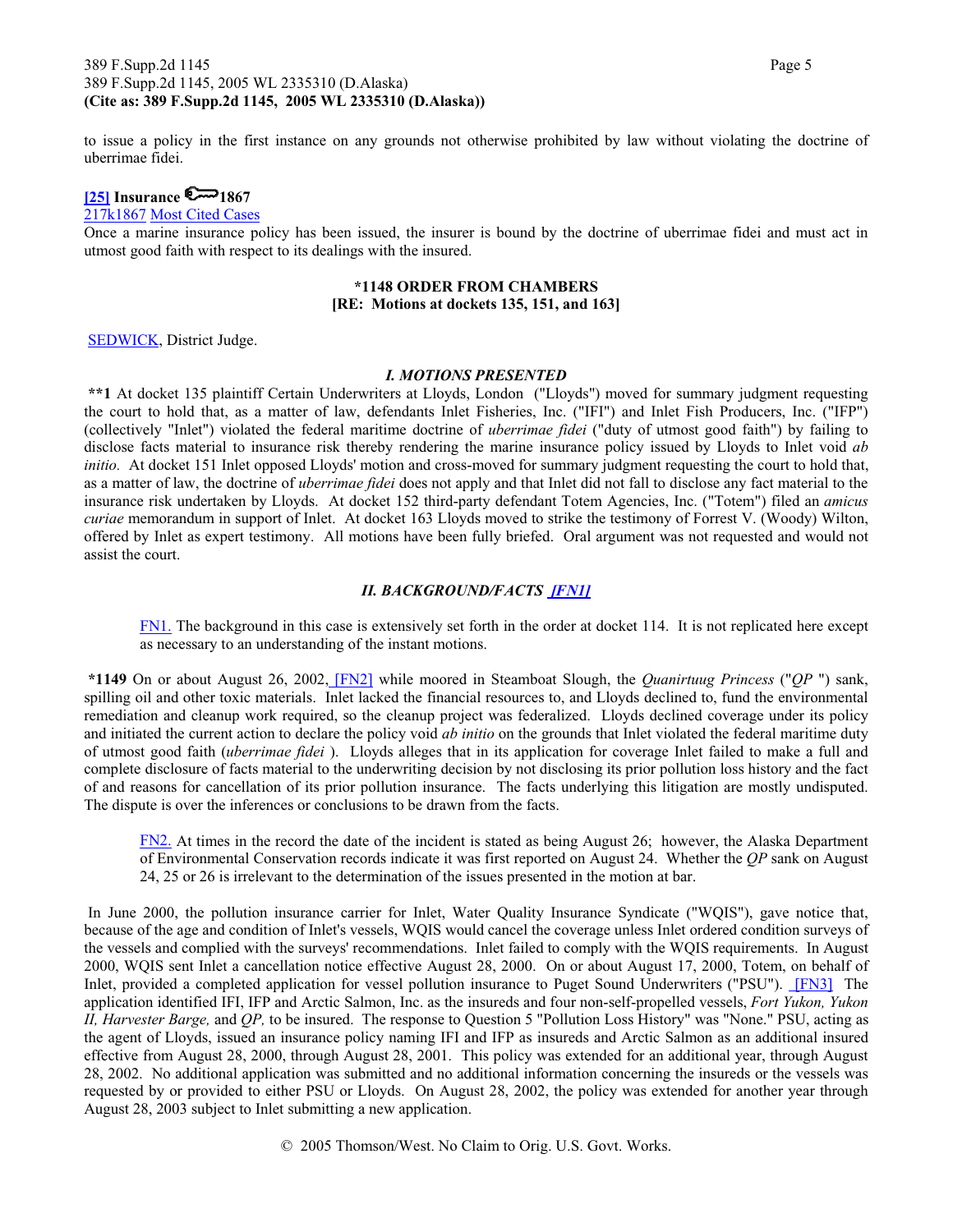to issue a policy in the first instance on any grounds not otherwise prohibited by law without violating the doctrine of uberrimae fidei.

**[25] Insurance 🔑1867**

217k1867 Most Cited Cases

Once a marine insurance policy has been issued, the insurer is bound by the doctrine of uberrimae fidei and must act in utmost good faith with respect to its dealings with the insured.

**\*1148 ORDER FROM CHAMBERS**
**[RE: Motions at dockets 135, 151, and 163]**

SEDWICK, District Judge.

***I. MOTIONS PRESENTED***

**\*\*1** At docket 135 plaintiff Certain Underwriters at Lloyds, London ("Lloyds") moved for summary judgment requesting the court to hold that, as a matter of law, defendants Inlet Fisheries, Inc. ("IFI") and Inlet Fish Producers, Inc. ("IFP") (collectively "Inlet") violated the federal maritime doctrine of *uberrimae fidei* ("duty of utmost good faith") by failing to disclose facts material to insurance risk thereby rendering the marine insurance policy issued by Lloyds to Inlet void *ab initio.* At docket 151 Inlet opposed Lloyds' motion and cross-moved for summary judgment requesting the court to hold that, as a matter of law, the doctrine of *uberrimae fidei* does not apply and that Inlet did not fall to disclose any fact material to the insurance risk undertaken by Lloyds. At docket 152 third-party defendant Totem Agencies, Inc. ("Totem") filed an *amicus curiae* memorandum in support of Inlet. At docket 163 Lloyds moved to strike the testimony of Forrest V. (Woody) Wilton, offered by Inlet as expert testimony. All motions have been fully briefed. Oral argument was not requested and would not assist the court.

***II. BACKGROUND/FACTS [FN1]***

> FN1. The background in this case is extensively set forth in the order at docket 114. It is not replicated here except as necessary to an understanding of the instant motions.

**\*1149** On or about August 26, 2002, [FN2] while moored in Steamboat Slough, the *Quanirtuug Princess* ("*QP* ") sank, spilling oil and other toxic materials. Inlet lacked the financial resources to, and Lloyds declined to, fund the environmental remediation and cleanup work required, so the cleanup project was federalized. Lloyds declined coverage under its policy and initiated the current action to declare the policy void *ab initio* on the grounds that Inlet violated the federal maritime duty of utmost good faith (*uberrimae fidei* ). Lloyds alleges that in its application for coverage Inlet failed to make a full and complete disclosure of facts material to the underwriting decision by not disclosing its prior pollution loss history and the fact of and reasons for cancellation of its prior pollution insurance. The facts underlying this litigation are mostly undisputed. The dispute is over the inferences or conclusions to be drawn from the facts.

> FN2. At times in the record the date of the incident is stated as being August 26; however, the Alaska Department of Environmental Conservation records indicate it was first reported on August 24. Whether the *QP* sank on August 24, 25 or 26 is irrelevant to the determination of the issues presented in the motion at bar.

In June 2000, the pollution insurance carrier for Inlet, Water Quality Insurance Syndicate ("WQIS"), gave notice that, because of the age and condition of Inlet's vessels, WQIS would cancel the coverage unless Inlet ordered condition surveys of the vessels and complied with the surveys' recommendations. Inlet failed to comply with the WQIS requirements. In August 2000, WQIS sent Inlet a cancellation notice effective August 28, 2000. On or about August 17, 2000, Totem, on behalf of Inlet, provided a completed application for vessel pollution insurance to Puget Sound Underwriters ("PSU"). [FN3] The application identified IFI, IFP and Arctic Salmon, Inc. as the insureds and four non-self-propelled vessels, *Fort Yukon, Yukon II, Harvester Barge,* and *QP,* to be insured. The response to Question 5 "Pollution Loss History" was "None." PSU, acting as the agent of Lloyds, issued an insurance policy naming IFI and IFP as insureds and Arctic Salmon as an additional insured effective from August 28, 2000, through August 28, 2001. This policy was extended for an additional year, through August 28, 2002. No additional application was submitted and no additional information concerning the insureds or the vessels was requested by or provided to either PSU or Lloyds. On August 28, 2002, the policy was extended for another year through August 28, 2003 subject to Inlet submitting a new application.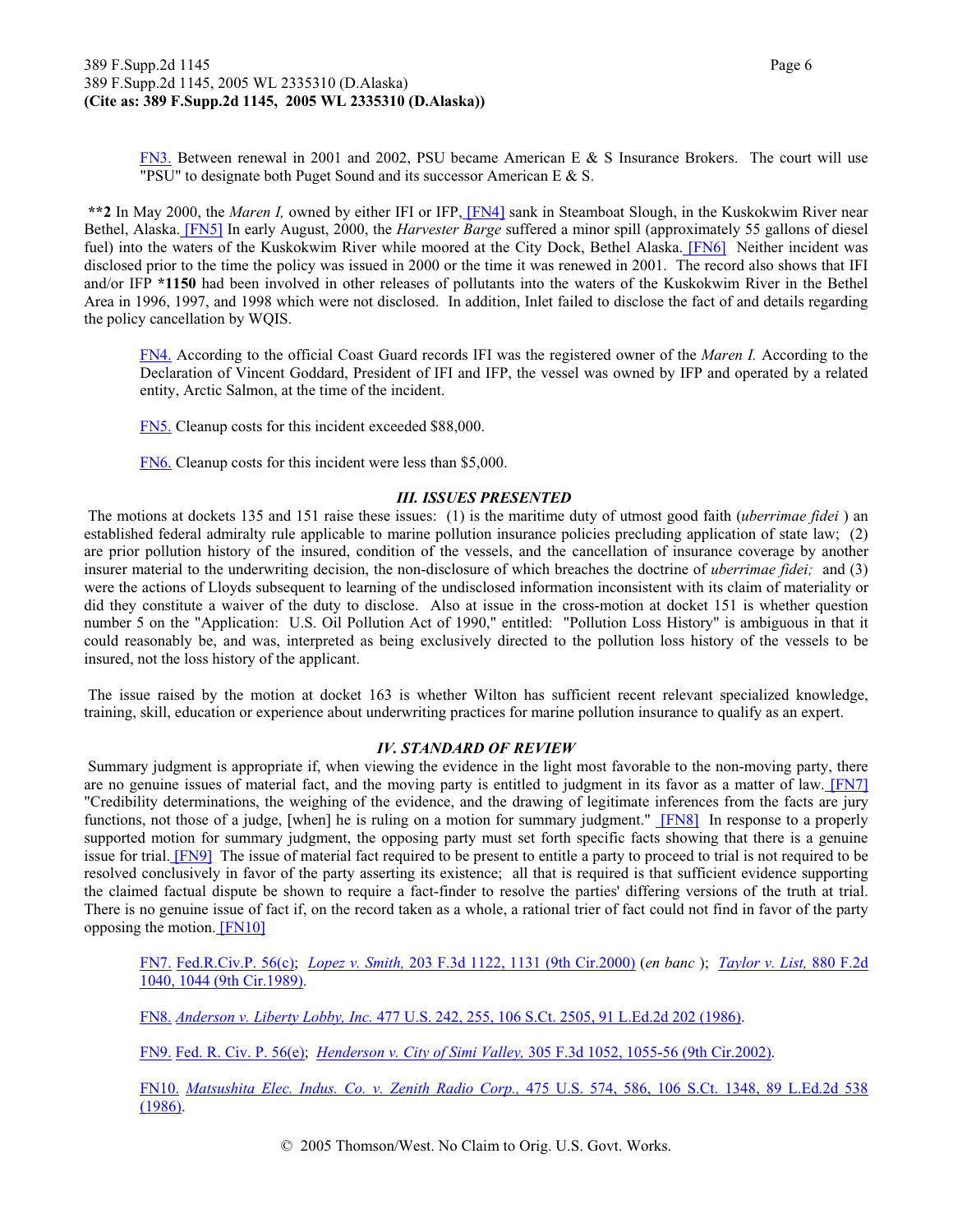FN3. Between renewal in 2001 and 2002, PSU became American E & S Insurance Brokers. The court will use "PSU" to designate both Puget Sound and its successor American E & S.

**\*\*2** In May 2000, the *Maren I,* owned by either IFI or IFP, [FN4] sank in Steamboat Slough, in the Kuskokwim River near Bethel, Alaska. [FN5] In early August, 2000, the *Harvester Barge* suffered a minor spill (approximately 55 gallons of diesel fuel) into the waters of the Kuskokwim River while moored at the City Dock, Bethel Alaska. [FN6] Neither incident was disclosed prior to the time the policy was issued in 2000 or the time it was renewed in 2001. The record also shows that IFI and/or IFP **\*1150** had been involved in other releases of pollutants into the waters of the Kuskokwim River in the Bethel Area in 1996, 1997, and 1998 which were not disclosed. In addition, Inlet failed to disclose the fact of and details regarding the policy cancellation by WQIS.

FN4. According to the official Coast Guard records IFI was the registered owner of the *Maren I.* According to the Declaration of Vincent Goddard, President of IFI and IFP, the vessel was owned by IFP and operated by a related entity, Arctic Salmon, at the time of the incident.

FN5. Cleanup costs for this incident exceeded $88,000.

FN6. Cleanup costs for this incident were less than $5,000.

### *III. ISSUES PRESENTED*

The motions at dockets 135 and 151 raise these issues: (1) is the maritime duty of utmost good faith (*uberrimae fidei* ) an established federal admiralty rule applicable to marine pollution insurance policies precluding application of state law; (2) are prior pollution history of the insured, condition of the vessels, and the cancellation of insurance coverage by another insurer material to the underwriting decision, the non-disclosure of which breaches the doctrine of *uberrimae fidei;* and (3) were the actions of Lloyds subsequent to learning of the undisclosed information inconsistent with its claim of materiality or did they constitute a waiver of the duty to disclose. Also at issue in the cross-motion at docket 151 is whether question number 5 on the "Application: U.S. Oil Pollution Act of 1990," entitled: "Pollution Loss History" is ambiguous in that it could reasonably be, and was, interpreted as being exclusively directed to the pollution loss history of the vessels to be insured, not the loss history of the applicant.

The issue raised by the motion at docket 163 is whether Wilton has sufficient recent relevant specialized knowledge, training, skill, education or experience about underwriting practices for marine pollution insurance to qualify as an expert.

### *IV. STANDARD OF REVIEW*

Summary judgment is appropriate if, when viewing the evidence in the light most favorable to the non-moving party, there are no genuine issues of material fact, and the moving party is entitled to judgment in its favor as a matter of law. [FN7] "Credibility determinations, the weighing of the evidence, and the drawing of legitimate inferences from the facts are jury functions, not those of a judge, [when] he is ruling on a motion for summary judgment." [FN8] In response to a properly supported motion for summary judgment, the opposing party must set forth specific facts showing that there is a genuine issue for trial. [FN9] The issue of material fact required to be present to entitle a party to proceed to trial is not required to be resolved conclusively in favor of the party asserting its existence; all that is required is that sufficient evidence supporting the claimed factual dispute be shown to require a fact-finder to resolve the parties' differing versions of the truth at trial. There is no genuine issue of fact if, on the record taken as a whole, a rational trier of fact could not find in favor of the party opposing the motion. [FN10]

FN7. Fed.R.Civ.P. 56(c); *Lopez v. Smith,* 203 F.3d 1122, 1131 (9th Cir.2000) (*en banc* ); *Taylor v. List,* 880 F.2d 1040, 1044 (9th Cir.1989).

FN8. *Anderson v. Liberty Lobby, Inc.* 477 U.S. 242, 255, 106 S.Ct. 2505, 91 L.Ed.2d 202 (1986).

FN9. Fed. R. Civ. P. 56(e); *Henderson v. City of Simi Valley,* 305 F.3d 1052, 1055-56 (9th Cir.2002).

FN10. *Matsushita Elec. Indus. Co. v. Zenith Radio Corp.,* 475 U.S. 574, 586, 106 S.Ct. 1348, 89 L.Ed.2d 538 (1986).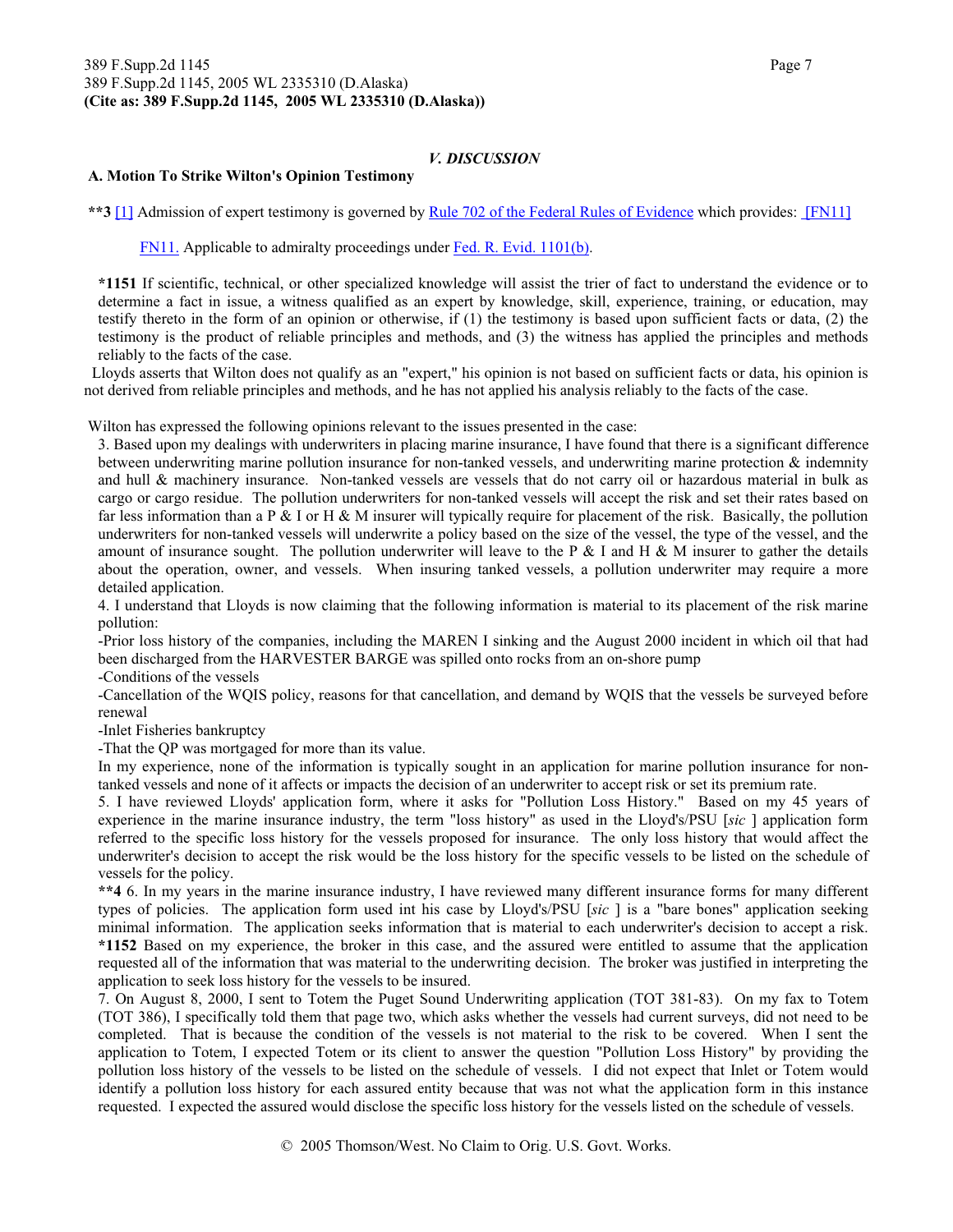## *V. DISCUSSION*

### A. Motion To Strike Wilton's Opinion Testimony

**\*\*3** [1] Admission of expert testimony is governed by Rule 702 of the Federal Rules of Evidence which provides: [FN11]

> FN11. Applicable to admiralty proceedings under Fed. R. Evid. 1101(b).

> **\*1151** If scientific, technical, or other specialized knowledge will assist the trier of fact to understand the evidence or to determine a fact in issue, a witness qualified as an expert by knowledge, skill, experience, training, or education, may testify thereto in the form of an opinion or otherwise, if (1) the testimony is based upon sufficient facts or data, (2) the testimony is the product of reliable principles and methods, and (3) the witness has applied the principles and methods reliably to the facts of the case.

Lloyds asserts that Wilton does not qualify as an "expert," his opinion is not based on sufficient facts or data, his opinion is not derived from reliable principles and methods, and he has not applied his analysis reliably to the facts of the case.

Wilton has expressed the following opinions relevant to the issues presented in the case:

> 3. Based upon my dealings with underwriters in placing marine insurance, I have found that there is a significant difference between underwriting marine pollution insurance for non-tanked vessels, and underwriting marine protection & indemnity and hull & machinery insurance. Non-tanked vessels are vessels that do not carry oil or hazardous material in bulk as cargo or cargo residue. The pollution underwriters for non-tanked vessels will accept the risk and set their rates based on far less information than a P & I or H & M insurer will typically require for placement of the risk. Basically, the pollution underwriters for non-tanked vessels will underwrite a policy based on the size of the vessel, the type of the vessel, and the amount of insurance sought. The pollution underwriter will leave to the P & I and H & M insurer to gather the details about the operation, owner, and vessels. When insuring tanked vessels, a pollution underwriter may require a more detailed application.
>
> 4. I understand that Lloyds is now claiming that the following information is material to its placement of the risk marine pollution:
>
> -Prior loss history of the companies, including the MAREN I sinking and the August 2000 incident in which oil that had been discharged from the HARVESTER BARGE was spilled onto rocks from an on-shore pump
>
> -Conditions of the vessels
>
> -Cancellation of the WQIS policy, reasons for that cancellation, and demand by WQIS that the vessels be surveyed before renewal
>
> -Inlet Fisheries bankruptcy
>
> -That the QP was mortgaged for more than its value.
>
> In my experience, none of the information is typically sought in an application for marine pollution insurance for non-tanked vessels and none of it affects or impacts the decision of an underwriter to accept risk or set its premium rate.
>
> 5. I have reviewed Lloyds' application form, where it asks for "Pollution Loss History." Based on my 45 years of experience in the marine insurance industry, the term "loss history" as used in the Lloyd's/PSU [*sic* ] application form referred to the specific loss history for the vessels proposed for insurance. The only loss history that would affect the underwriter's decision to accept the risk would be the loss history for the specific vessels to be listed on the schedule of vessels for the policy.
>
> **\*\*4** 6. In my years in the marine insurance industry, I have reviewed many different insurance forms for many different types of policies. The application form used int his case by Lloyd's/PSU [*sic* ] is a "bare bones" application seeking minimal information. The application seeks information that is material to each underwriter's decision to accept a risk. **\*1152** Based on my experience, the broker in this case, and the assured were entitled to assume that the application requested all of the information that was material to the underwriting decision. The broker was justified in interpreting the application to seek loss history for the vessels to be insured.
>
> 7. On August 8, 2000, I sent to Totem the Puget Sound Underwriting application (TOT 381-83). On my fax to Totem (TOT 386), I specifically told them that page two, which asks whether the vessels had current surveys, did not need to be completed. That is because the condition of the vessels is not material to the risk to be covered. When I sent the application to Totem, I expected Totem or its client to answer the question "Pollution Loss History" by providing the pollution loss history of the vessels to be listed on the schedule of vessels. I did not expect that Inlet or Totem would identify a pollution loss history for each assured entity because that was not what the application form in this instance requested. I expected the assured would disclose the specific loss history for the vessels listed on the schedule of vessels.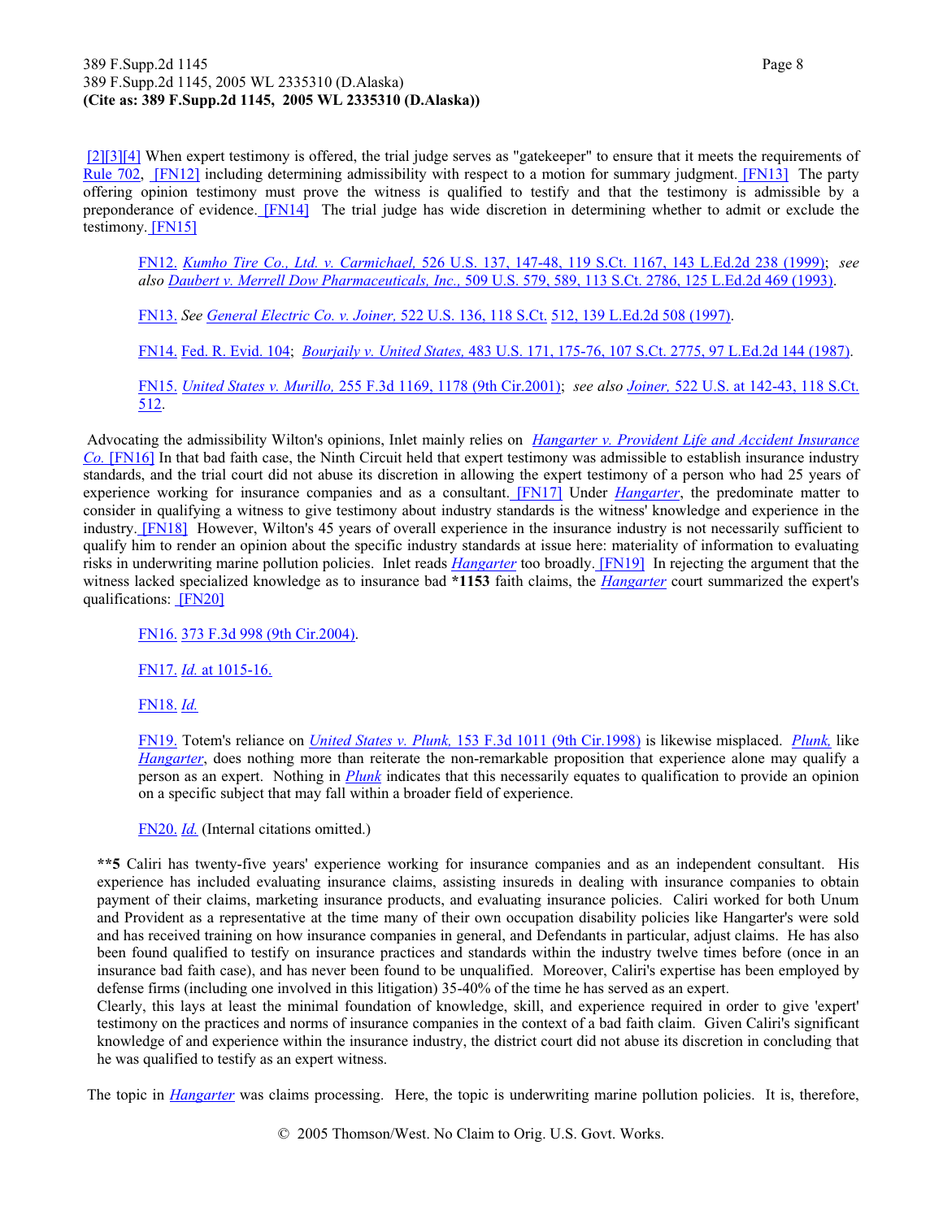[2][3][4] When expert testimony is offered, the trial judge serves as "gatekeeper" to ensure that it meets the requirements of Rule 702, [FN12] including determining admissibility with respect to a motion for summary judgment. [FN13] The party offering opinion testimony must prove the witness is qualified to testify and that the testimony is admissible by a preponderance of evidence. [FN14] The trial judge has wide discretion in determining whether to admit or exclude the testimony. [FN15]

> FN12. *Kumho Tire Co., Ltd. v. Carmichael,* 526 U.S. 137, 147-48, 119 S.Ct. 1167, 143 L.Ed.2d 238 (1999); *see also Daubert v. Merrell Dow Pharmaceuticals, Inc.,* 509 U.S. 579, 589, 113 S.Ct. 2786, 125 L.Ed.2d 469 (1993).
>
> FN13. *See General Electric Co. v. Joiner,* 522 U.S. 136, 118 S.Ct. 512, 139 L.Ed.2d 508 (1997).
>
> FN14. Fed. R. Evid. 104; *Bourjaily v. United States,* 483 U.S. 171, 175-76, 107 S.Ct. 2775, 97 L.Ed.2d 144 (1987).
>
> FN15. *United States v. Murillo,* 255 F.3d 1169, 1178 (9th Cir.2001); *see also Joiner,* 522 U.S. at 142-43, 118 S.Ct. 512.

Advocating the admissibility Wilton's opinions, Inlet mainly relies on *Hangarter v. Provident Life and Accident Insurance Co.* [FN16] In that bad faith case, the Ninth Circuit held that expert testimony was admissible to establish insurance industry standards, and the trial court did not abuse its discretion in allowing the expert testimony of a person who had 25 years of experience working for insurance companies and as a consultant. [FN17] Under *Hangarter*, the predominate matter to consider in qualifying a witness to give testimony about industry standards is the witness' knowledge and experience in the industry. [FN18] However, Wilton's 45 years of overall experience in the insurance industry is not necessarily sufficient to qualify him to render an opinion about the specific industry standards at issue here: materiality of information to evaluating risks in underwriting marine pollution policies. Inlet reads *Hangarter* too broadly. [FN19] In rejecting the argument that the witness lacked specialized knowledge as to insurance bad **\*1153** faith claims, the *Hangarter* court summarized the expert's qualifications: [FN20]

> FN16. 373 F.3d 998 (9th Cir.2004).
>
> FN17. *Id.* at 1015-16.
>
> FN18. *Id.*
>
> FN19. Totem's reliance on *United States v. Plunk,* 153 F.3d 1011 (9th Cir.1998) is likewise misplaced. *Plunk,* like *Hangarter*, does nothing more than reiterate the non-remarkable proposition that experience alone may qualify a person as an expert. Nothing in *Plunk* indicates that this necessarily equates to qualification to provide an opinion on a specific subject that may fall within a broader field of experience.
>
> FN20. *Id.* (Internal citations omitted.)

> **\*\*5** Caliri has twenty-five years' experience working for insurance companies and as an independent consultant. His experience has included evaluating insurance claims, assisting insureds in dealing with insurance companies to obtain payment of their claims, marketing insurance products, and evaluating insurance policies. Caliri worked for both Unum and Provident as a representative at the time many of their own occupation disability policies like Hangarter's were sold and has received training on how insurance companies in general, and Defendants in particular, adjust claims. He has also been found qualified to testify on insurance practices and standards within the industry twelve times before (once in an insurance bad faith case), and has never been found to be unqualified. Moreover, Caliri's expertise has been employed by defense firms (including one involved in this litigation) 35-40% of the time he has served as an expert.
>
> Clearly, this lays at least the minimal foundation of knowledge, skill, and experience required in order to give 'expert' testimony on the practices and norms of insurance companies in the context of a bad faith claim. Given Caliri's significant knowledge of and experience within the insurance industry, the district court did not abuse its discretion in concluding that he was qualified to testify as an expert witness.

The topic in *Hangarter* was claims processing. Here, the topic is underwriting marine pollution policies. It is, therefore,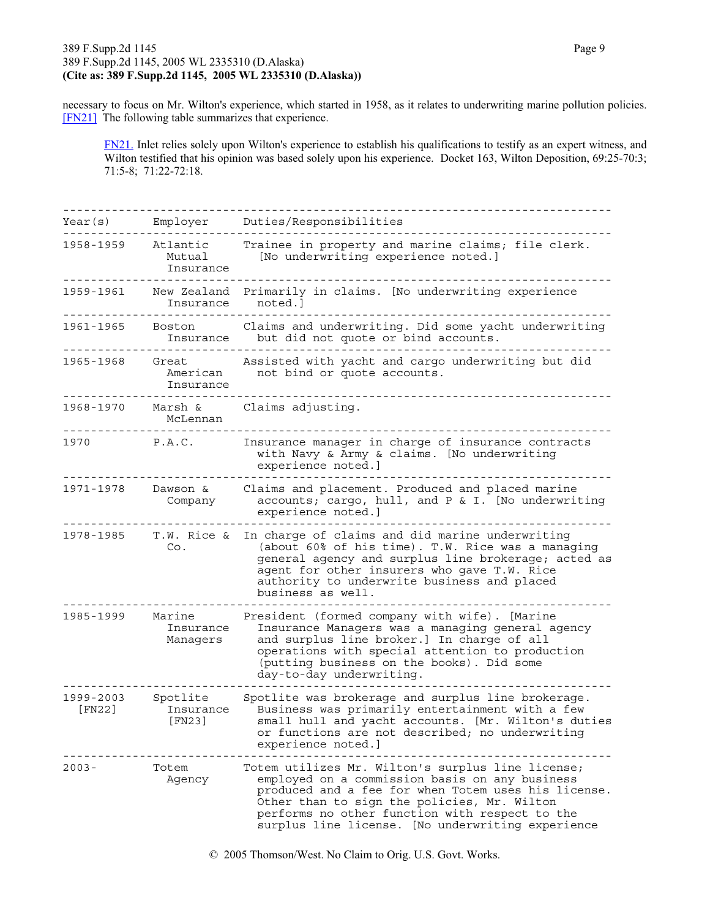necessary to focus on Mr. Wilton's experience, which started in 1958, as it relates to underwriting marine pollution policies. [FN21] The following table summarizes that experience.

> FN21. Inlet relies solely upon Wilton's experience to establish his qualifications to testify as an expert witness, and Wilton testified that his opinion was based solely upon his experience. Docket 163, Wilton Deposition, 69:25-70:3; 71:5-8; 71:22-72:18.

| Year(s) | Employer | Duties/Responsibilities |
| --- | --- | --- |
| 1958-1959 | Atlantic Mutual Insurance | Trainee in property and marine claims; file clerk. [No underwriting experience noted.] |
| 1959-1961 | New Zealand Insurance | Primarily in claims. [No underwriting experience noted.] |
| 1961-1965 | Boston Insurance | Claims and underwriting. Did some yacht underwriting but did not quote or bind accounts. |
| 1965-1968 | Great American Insurance | Assisted with yacht and cargo underwriting but did not bind or quote accounts. |
| 1968-1970 | Marsh & McLennan | Claims adjusting. |
| 1970 | P.A.C. | Insurance manager in charge of insurance contracts with Navy & Army & claims. [No underwriting experience noted.] |
| 1971-1978 | Dawson & Company | Claims and placement. Produced and placed marine accounts; cargo, hull, and P & I. [No underwriting experience noted.] |
| 1978-1985 | T.W. Rice & Co. | In charge of claims and did marine underwriting (about 60% of his time). T.W. Rice was a managing general agency and surplus line brokerage; acted as agent for other insurers who gave T.W. Rice authority to underwrite business and placed business as well. |
| 1985-1999 | Marine Insurance Managers | President (formed company with wife). [Marine Insurance Managers was a managing general agency and surplus line broker.] In charge of all operations with special attention to production (putting business on the books). Did some day-to-day underwriting. |
| 1999-2003 [FN22] | Spotlite Insurance [FN23] | Spotlite was brokerage and surplus line brokerage. Business was primarily entertainment with a few small hull and yacht accounts. [Mr. Wilton's duties or functions are not described; no underwriting experience noted.] |
| 2003- | Totem Agency | Totem utilizes Mr. Wilton's surplus line license; employed on a commission basis on any business produced and a fee for when Totem uses his license. Other than to sign the policies, Mr. Wilton performs no other function with respect to the surplus line license. [No underwriting experience |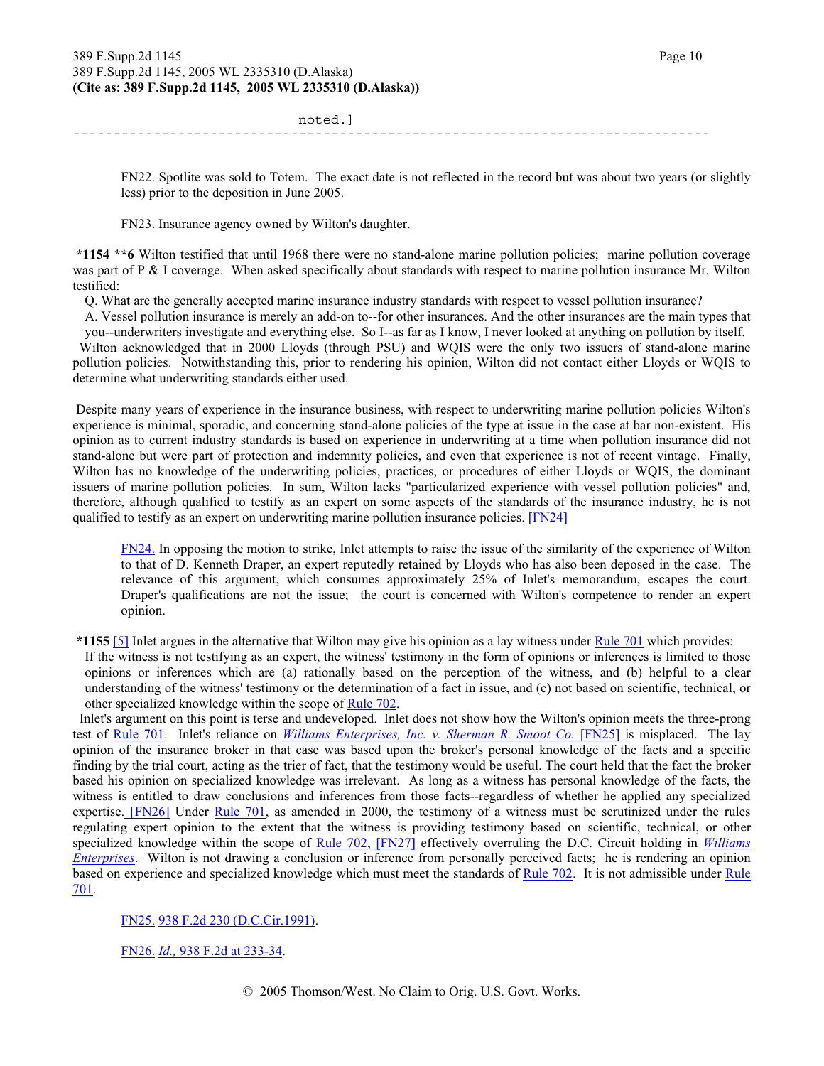noted.]

---

FN22. Spotlite was sold to Totem. The exact date is not reflected in the record but was about two years (or slightly less) prior to the deposition in June 2005.

FN23. Insurance agency owned by Wilton's daughter.

**\*1154 \*\*6** Wilton testified that until 1968 there were no stand-alone marine pollution policies; marine pollution coverage was part of P & I coverage. When asked specifically about standards with respect to marine pollution insurance Mr. Wilton testified:

Q. What are the generally accepted marine insurance industry standards with respect to vessel pollution insurance?

A. Vessel pollution insurance is merely an add-on to--for other insurances. And the other insurances are the main types that you--underwriters investigate and everything else. So I--as far as I know, I never looked at anything on pollution by itself.

Wilton acknowledged that in 2000 Lloyds (through PSU) and WQIS were the only two issuers of stand-alone marine pollution policies. Notwithstanding this, prior to rendering his opinion, Wilton did not contact either Lloyds or WQIS to determine what underwriting standards either used.

Despite many years of experience in the insurance business, with respect to underwriting marine pollution policies Wilton's experience is minimal, sporadic, and concerning stand-alone policies of the type at issue in the case at bar non-existent. His opinion as to current industry standards is based on experience in underwriting at a time when pollution insurance did not stand-alone but were part of protection and indemnity policies, and even that experience is not of recent vintage. Finally, Wilton has no knowledge of the underwriting policies, practices, or procedures of either Lloyds or WQIS, the dominant issuers of marine pollution policies. In sum, Wilton lacks "particularized experience with vessel pollution policies" and, therefore, although qualified to testify as an expert on some aspects of the standards of the insurance industry, he is not qualified to testify as an expert on underwriting marine pollution insurance policies. [FN24]

FN24. In opposing the motion to strike, Inlet attempts to raise the issue of the similarity of the experience of Wilton to that of D. Kenneth Draper, an expert reputedly retained by Lloyds who has also been deposed in the case. The relevance of this argument, which consumes approximately 25% of Inlet's memorandum, escapes the court. Draper's qualifications are not the issue; the court is concerned with Wilton's competence to render an expert opinion.

**\*1155** [5] Inlet argues in the alternative that Wilton may give his opinion as a lay witness under Rule 701 which provides:

If the witness is not testifying as an expert, the witness' testimony in the form of opinions or inferences is limited to those opinions or inferences which are (a) rationally based on the perception of the witness, and (b) helpful to a clear understanding of the witness' testimony or the determination of a fact in issue, and (c) not based on scientific, technical, or other specialized knowledge within the scope of Rule 702.

Inlet's argument on this point is terse and undeveloped. Inlet does not show how the Wilton's opinion meets the three-prong test of Rule 701. Inlet's reliance on *Williams Enterprises, Inc. v. Sherman R. Smoot Co.* [FN25] is misplaced. The lay opinion of the insurance broker in that case was based upon the broker's personal knowledge of the facts and a specific finding by the trial court, acting as the trier of fact, that the testimony would be useful. The court held that the fact the broker based his opinion on specialized knowledge was irrelevant. As long as a witness has personal knowledge of the facts, the witness is entitled to draw conclusions and inferences from those facts--regardless of whether he applied any specialized expertise. [FN26] Under Rule 701, as amended in 2000, the testimony of a witness must be scrutinized under the rules regulating expert opinion to the extent that the witness is providing testimony based on scientific, technical, or other specialized knowledge within the scope of Rule 702, [FN27] effectively overruling the D.C. Circuit holding in *Williams Enterprises*. Wilton is not drawing a conclusion or inference from personally perceived facts; he is rendering an opinion based on experience and specialized knowledge which must meet the standards of Rule 702. It is not admissible under Rule 701.

FN25. 938 F.2d 230 (D.C.Cir.1991).

FN26. *Id.,* 938 F.2d at 233-34.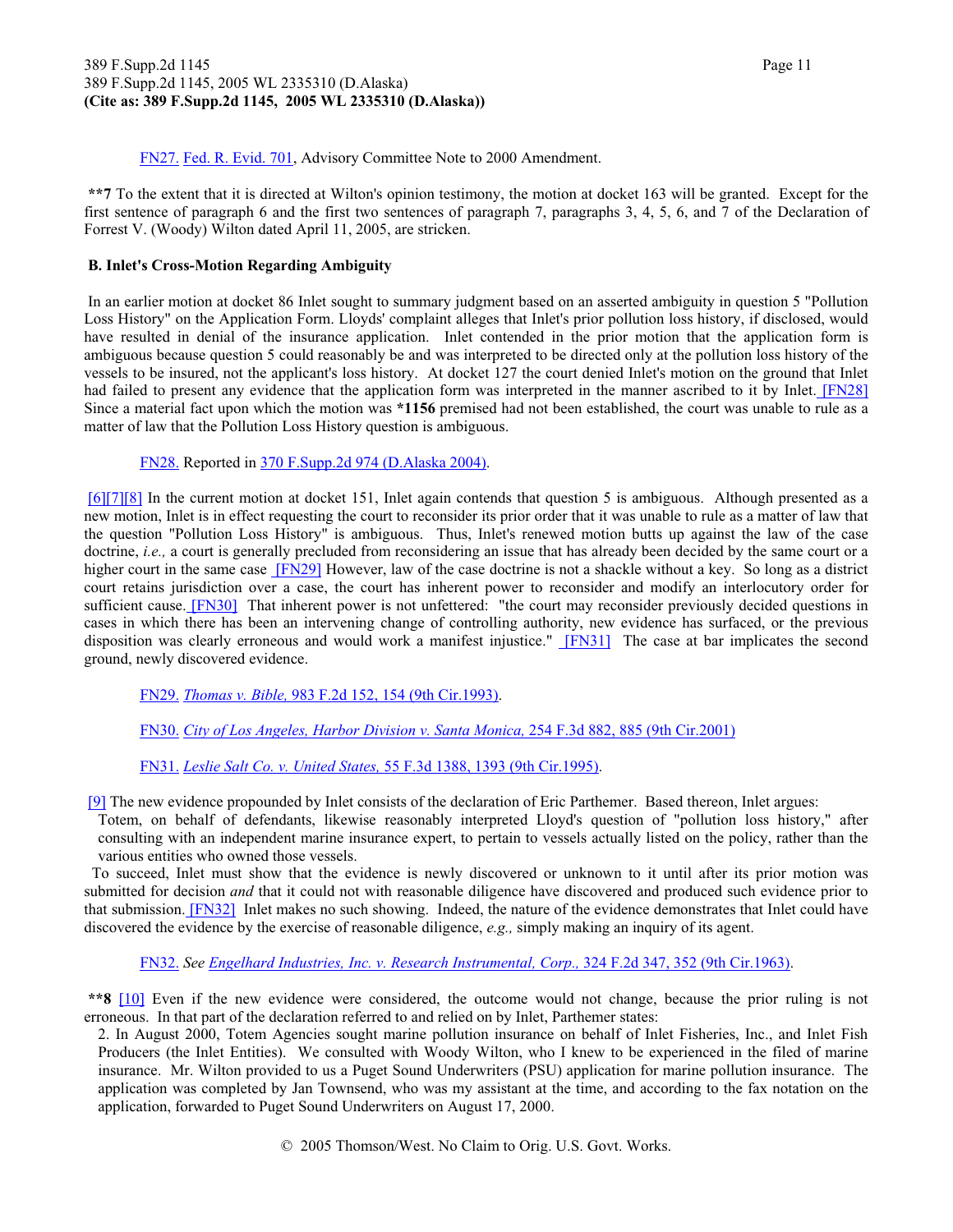FN27. Fed. R. Evid. 701, Advisory Committee Note to 2000 Amendment.

**\*\*7** To the extent that it is directed at Wilton's opinion testimony, the motion at docket 163 will be granted. Except for the first sentence of paragraph 6 and the first two sentences of paragraph 7, paragraphs 3, 4, 5, 6, and 7 of the Declaration of Forrest V. (Woody) Wilton dated April 11, 2005, are stricken.

**B. Inlet's Cross-Motion Regarding Ambiguity**

In an earlier motion at docket 86 Inlet sought to summary judgment based on an asserted ambiguity in question 5 "Pollution Loss History" on the Application Form. Lloyds' complaint alleges that Inlet's prior pollution loss history, if disclosed, would have resulted in denial of the insurance application. Inlet contended in the prior motion that the application form is ambiguous because question 5 could reasonably be and was interpreted to be directed only at the pollution loss history of the vessels to be insured, not the applicant's loss history. At docket 127 the court denied Inlet's motion on the ground that Inlet had failed to present any evidence that the application form was interpreted in the manner ascribed to it by Inlet. [FN28] Since a material fact upon which the motion was **\*1156** premised had not been established, the court was unable to rule as a matter of law that the Pollution Loss History question is ambiguous.

FN28. Reported in 370 F.Supp.2d 974 (D.Alaska 2004).

[6][7][8] In the current motion at docket 151, Inlet again contends that question 5 is ambiguous. Although presented as a new motion, Inlet is in effect requesting the court to reconsider its prior order that it was unable to rule as a matter of law that the question "Pollution Loss History" is ambiguous. Thus, Inlet's renewed motion butts up against the law of the case doctrine, *i.e.,* a court is generally precluded from reconsidering an issue that has already been decided by the same court or a higher court in the same case [FN29] However, law of the case doctrine is not a shackle without a key. So long as a district court retains jurisdiction over a case, the court has inherent power to reconsider and modify an interlocutory order for sufficient cause. [FN30] That inherent power is not unfettered: "the court may reconsider previously decided questions in cases in which there has been an intervening change of controlling authority, new evidence has surfaced, or the previous disposition was clearly erroneous and would work a manifest injustice." [FN31] The case at bar implicates the second ground, newly discovered evidence.

FN29. *Thomas v. Bible,* 983 F.2d 152, 154 (9th Cir.1993).

FN30. *City of Los Angeles, Harbor Division v. Santa Monica,* 254 F.3d 882, 885 (9th Cir.2001)

FN31. *Leslie Salt Co. v. United States,* 55 F.3d 1388, 1393 (9th Cir.1995).

[9] The new evidence propounded by Inlet consists of the declaration of Eric Parthemer. Based thereon, Inlet argues:

> Totem, on behalf of defendants, likewise reasonably interpreted Lloyd's question of "pollution loss history," after consulting with an independent marine insurance expert, to pertain to vessels actually listed on the policy, rather than the various entities who owned those vessels.

To succeed, Inlet must show that the evidence is newly discovered or unknown to it until after its prior motion was submitted for decision *and* that it could not with reasonable diligence have discovered and produced such evidence prior to that submission. [FN32] Inlet makes no such showing. Indeed, the nature of the evidence demonstrates that Inlet could have discovered the evidence by the exercise of reasonable diligence, *e.g.,* simply making an inquiry of its agent.

FN32. *See Engelhard Industries, Inc. v. Research Instrumental, Corp.,* 324 F.2d 347, 352 (9th Cir.1963).

**\*\*8** [10] Even if the new evidence were considered, the outcome would not change, because the prior ruling is not erroneous. In that part of the declaration referred to and relied on by Inlet, Parthemer states:

> 2. In August 2000, Totem Agencies sought marine pollution insurance on behalf of Inlet Fisheries, Inc., and Inlet Fish Producers (the Inlet Entities). We consulted with Woody Wilton, who I knew to be experienced in the filed of marine insurance. Mr. Wilton provided to us a Puget Sound Underwriters (PSU) application for marine pollution insurance. The application was completed by Jan Townsend, who was my assistant at the time, and according to the fax notation on the application, forwarded to Puget Sound Underwriters on August 17, 2000.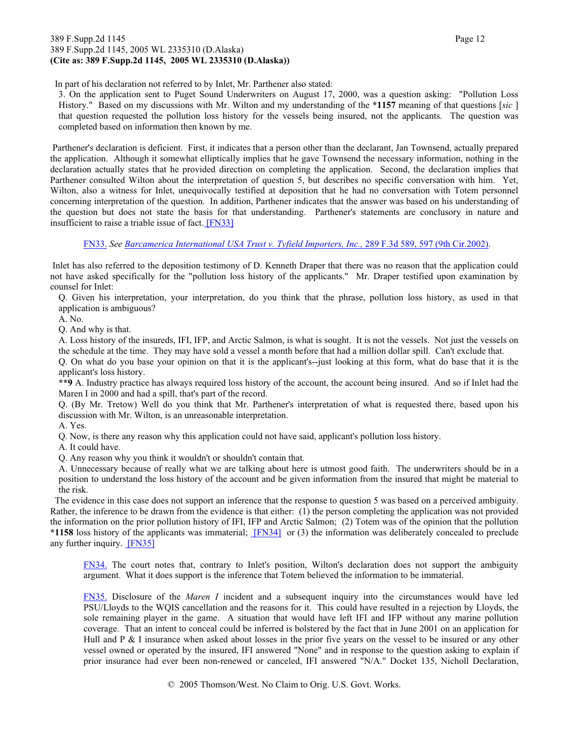In part of his declaration not referred to by Inlet, Mr. Parthener also stated:

> 3. On the application sent to Puget Sound Underwriters on August 17, 2000, was a question asking: "Pollution Loss History." Based on my discussions with Mr. Wilton and my understanding of the **\*1157** meaning of that questions [*sic* ] that question requested the pollution loss history for the vessels being insured, not the applicants. The question was completed based on information then known by me.

Parthener's declaration is deficient. First, it indicates that a person other than the declarant, Jan Townsend, actually prepared the application. Although it somewhat elliptically implies that he gave Townsend the necessary information, nothing in the declaration actually states that he provided direction on completing the application. Second, the declaration implies that Parthener consulted Wilton about the interpretation of question 5, but describes no specific conversation with him. Yet, Wilton, also a witness for Inlet, unequivocally testified at deposition that he had no conversation with Totem personnel concerning interpretation of the question. In addition, Parthener indicates that the answer was based on his understanding of the question but does not state the basis for that understanding. Parthener's statements are conclusory in nature and insufficient to raise a triable issue of fact. [FN33]

> FN33. *See* Barcamerica International USA Trust v. Tyfield Importers, Inc., 289 F.3d 589, 597 (9th Cir.2002).

Inlet has also referred to the deposition testimony of D. Kenneth Draper that there was no reason that the application could not have asked specifically for the "pollution loss history of the applicants." Mr. Draper testified upon examination by counsel for Inlet:

> Q. Given his interpretation, your interpretation, do you think that the phrase, pollution loss history, as used in that application is ambiguous?
>
> A. No.
>
> Q. And why is that.
>
> A. Loss history of the insureds, IFI, IFP, and Arctic Salmon, is what is sought. It is not the vessels. Not just the vessels on the schedule at the time. They may have sold a vessel a month before that had a million dollar spill. Can't exclude that.
>
> Q. On what do you base your opinion on that it is the applicant's--just looking at this form, what do base that it is the applicant's loss history.
>
> **\*\*9** A. Industry practice has always required loss history of the account, the account being insured. And so if Inlet had the Maren I in 2000 and had a spill, that's part of the record.
>
> Q. (By Mr. Tretow) Well do you think that Mr. Parthener's interpretation of what is requested there, based upon his discussion with Mr. Wilton, is an unreasonable interpretation.
>
> A. Yes.
>
> Q. Now, is there any reason why this application could not have said, applicant's pollution loss history.
>
> A. It could have.
>
> Q. Any reason why you think it wouldn't or shouldn't contain that.
>
> A. Unnecessary because of really what we are talking about here is utmost good faith. The underwriters should be in a position to understand the loss history of the account and be given information from the insured that might be material to the risk.

The evidence in this case does not support an inference that the response to question 5 was based on a perceived ambiguity. Rather, the inference to be drawn from the evidence is that either: (1) the person completing the application was not provided the information on the prior pollution history of IFI, IFP and Arctic Salmon; (2) Totem was of the opinion that the pollution **\*1158** loss history of the applicants was immaterial; [FN34] or (3) the information was deliberately concealed to preclude any further inquiry. [FN35]

> FN34. The court notes that, contrary to Inlet's position, Wilton's declaration does not support the ambiguity argument. What it does support is the inference that Totem believed the information to be immaterial.

> FN35. Disclosure of the *Maren I* incident and a subsequent inquiry into the circumstances would have led PSU/Lloyds to the WQIS cancellation and the reasons for it. This could have resulted in a rejection by Lloyds, the sole remaining player in the game. A situation that would have left IFI and IFP without any marine pollution coverage. That an intent to conceal could be inferred is bolstered by the fact that in June 2001 on an application for Hull and P & I insurance when asked about losses in the prior five years on the vessel to be insured or any other vessel owned or operated by the insured, IFI answered "None" and in response to the question asking to explain if prior insurance had ever been non-renewed or canceled, IFI answered "N/A." Docket 135, Nicholl Declaration,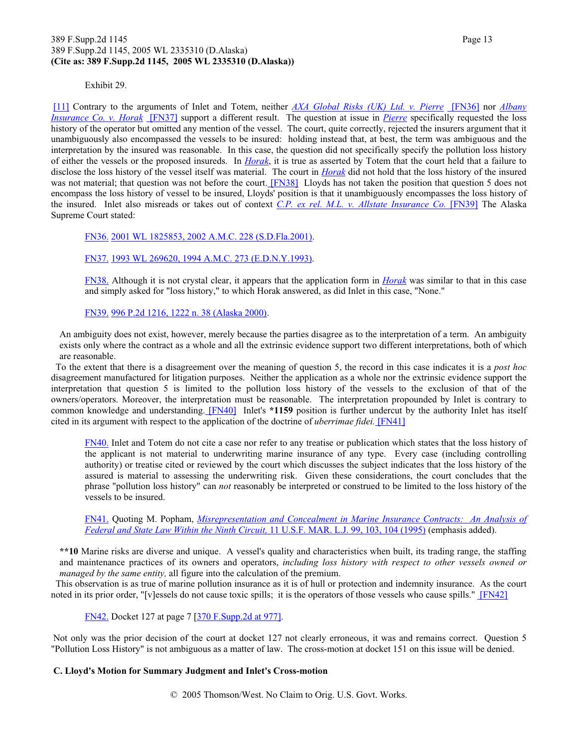Exhibit 29.

[11] Contrary to the arguments of Inlet and Totem, neither *AXA Global Risks (UK) Ltd. v. Pierre* [FN36] nor *Albany Insurance Co. v. Horak* [FN37] support a different result. The question at issue in *Pierre* specifically requested the loss history of the operator but omitted any mention of the vessel. The court, quite correctly, rejected the insurers argument that it unambiguously also encompassed the vessels to be insured: holding instead that, at best, the term was ambiguous and the interpretation by the insured was reasonable. In this case, the question did not specifically specify the pollution loss history of either the vessels or the proposed insureds. In *Horak*, it is true as asserted by Totem that the court held that a failure to disclose the loss history of the vessel itself was material. The court in *Horak* did not hold that the loss history of the insured was not material; that question was not before the court. [FN38] Lloyds has not taken the position that question 5 does not encompass the loss history of vessel to be insured, Lloyds' position is that it unambiguously encompasses the loss history of the insured. Inlet also misreads or takes out of context *C.P. ex rel. M.L. v. Allstate Insurance Co.* [FN39] The Alaska Supreme Court stated:

FN36. 2001 WL 1825853, 2002 A.M.C. 228 (S.D.Fla.2001).

FN37. 1993 WL 269620, 1994 A.M.C. 273 (E.D.N.Y.1993).

FN38. Although it is not crystal clear, it appears that the application form in *Horak* was similar to that in this case and simply asked for "loss history," to which Horak answered, as did Inlet in this case, "None."

FN39. 996 P.2d 1216, 1222 n. 38 (Alaska 2000).

> An ambiguity does not exist, however, merely because the parties disagree as to the interpretation of a term. An ambiguity exists only where the contract as a whole and all the extrinsic evidence support two different interpretations, both of which are reasonable.

To the extent that there is a disagreement over the meaning of question 5, the record in this case indicates it is a *post hoc* disagreement manufactured for litigation purposes. Neither the application as a whole nor the extrinsic evidence support the interpretation that question 5 is limited to the pollution loss history of the vessels to the exclusion of that of the owners/operators. Moreover, the interpretation must be reasonable. The interpretation propounded by Inlet is contrary to common knowledge and understanding. [FN40] Inlet's **\*1159** position is further undercut by the authority Inlet has itself cited in its argument with respect to the application of the doctrine of *uberrimae fidei.* [FN41]

FN40. Inlet and Totem do not cite a case nor refer to any treatise or publication which states that the loss history of the applicant is not material to underwriting marine insurance of any type. Every case (including controlling authority) or treatise cited or reviewed by the court which discusses the subject indicates that the loss history of the assured is material to assessing the underwriting risk. Given these considerations, the court concludes that the phrase "pollution loss history" can *not* reasonably be interpreted or construed to be limited to the loss history of the vessels to be insured.

FN41. Quoting M. Popham, *Misrepresentation and Concealment in Marine Insurance Contracts: An Analysis of Federal and State Law Within the Ninth Circuit,* 11 U.S.F. MAR. L.J. 99, 103, 104 (1995) (emphasis added).

> **\*\*10** Marine risks are diverse and unique. A vessel's quality and characteristics when built, its trading range, the staffing and maintenance practices of its owners and operators, *including loss history with respect to other vessels owned or managed by the same entity,* all figure into the calculation of the premium.

This observation is as true of marine pollution insurance as it is of hull or protection and indemnity insurance. As the court noted in its prior order, "[v]essels do not cause toxic spills; it is the operators of those vessels who cause spills." [FN42]

FN42. Docket 127 at page 7 [370 F.Supp.2d at 977].

Not only was the prior decision of the court at docket 127 not clearly erroneous, it was and remains correct. Question 5 "Pollution Loss History" is not ambiguous as a matter of law. The cross-motion at docket 151 on this issue will be denied.

### C. Lloyd's Motion for Summary Judgment and Inlet's Cross-motion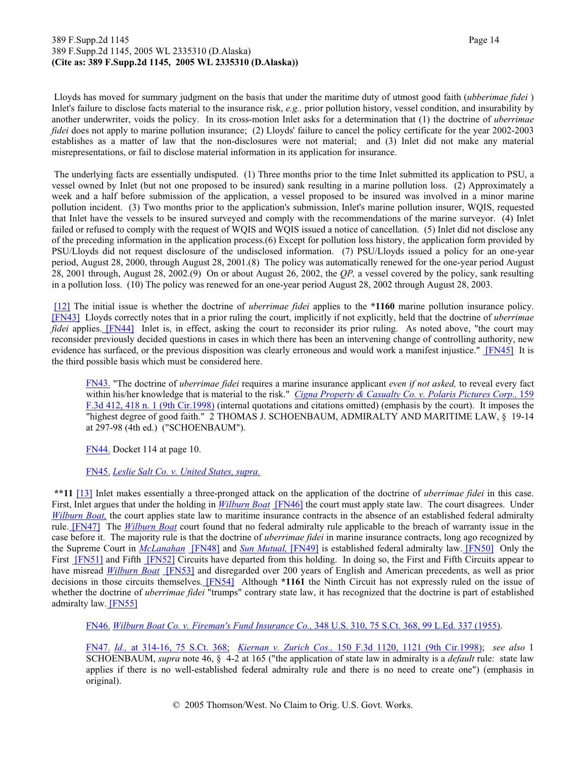Lloyds has moved for summary judgment on the basis that under the maritime duty of utmost good faith (*ubberimae fidei* ) Inlet's failure to disclose facts material to the insurance risk, *e.g.,* prior pollution history, vessel condition, and insurability by another underwriter, voids the policy. In its cross-motion Inlet asks for a determination that (1) the doctrine of *uberrimae fidei* does not apply to marine pollution insurance; (2) Lloyds' failure to cancel the policy certificate for the year 2002-2003 establishes as a matter of law that the non-disclosures were not material; and (3) Inlet did not make any material misrepresentations, or fail to disclose material information in its application for insurance.

The underlying facts are essentially undisputed. (1) Three months prior to the time Inlet submitted its application to PSU, a vessel owned by Inlet (but not one proposed to be insured) sank resulting in a marine pollution loss. (2) Approximately a week and a half before submission of the application, a vessel proposed to be insured was involved in a minor marine pollution incident. (3) Two months prior to the application's submission, Inlet's marine pollution insurer, WQIS, requested that Inlet have the vessels to be insured surveyed and comply with the recommendations of the marine surveyor. (4) Inlet failed or refused to comply with the request of WQIS and WQIS issued a notice of cancellation. (5) Inlet did not disclose any of the preceding information in the application process.(6) Except for pollution loss history, the application form provided by PSU/Lloyds did not request disclosure of the undisclosed information. (7) PSU/Lloyds issued a policy for an one-year period, August 28, 2000, through August 28, 2001.(8) The policy was automatically renewed for the one-year period August 28, 2001 through, August 28, 2002.(9) On or about August 26, 2002, the *QP,* a vessel covered by the policy, sank resulting in a pollution loss. (10) The policy was renewed for an one-year period August 28, 2002 through August 28, 2003.

[12] The initial issue is whether the doctrine of *uberrimae fidei* applies to the **\*1160** marine pollution insurance policy. [FN43] Lloyds correctly notes that in a prior ruling the court, implicitly if not explicitly, held that the doctrine of *uberrimae fidei* applies. [FN44] Inlet is, in effect, asking the court to reconsider its prior ruling. As noted above, "the court may reconsider previously decided questions in cases in which there has been an intervening change of controlling authority, new evidence has surfaced, or the previous disposition was clearly erroneous and would work a manifest injustice." [FN45] It is the third possible basis which must be considered here.

> FN43. "The doctrine of *uberrimae fidei* requires a marine insurance applicant *even if not asked,* to reveal every fact within his/her knowledge that is material to the risk." *Cigna Property & Casualty Co. v. Polaris Pictures Corp.,* 159 F.3d 412, 418 n. 1 (9th Cir.1998) (internal quotations and citations omitted) (emphasis by the court). It imposes the "highest degree of good faith." 2 THOMAS J. SCHOENBAUM, ADMIRALTY AND MARITIME LAW, § 19-14 at 297-98 (4th ed.) ("SCHOENBAUM").
>
> FN44. Docket 114 at page 10.
>
> FN45. *Leslie Salt Co. v. United States, supra.*

**\*\*11** [13] Inlet makes essentially a three-pronged attack on the application of the doctrine of *uberrimae fidei* in this case. First, Inlet argues that under the holding in *Wilburn Boat* [FN46] the court must apply state law. The court disagrees. Under *Wilburn Boat,* the court applies state law to maritime insurance contracts in the absence of an established federal admiralty rule. [FN47] The *Wilburn Boat* court found that no federal admiralty rule applicable to the breach of warranty issue in the case before it. The majority rule is that the doctrine of *uberrimae fidei* in marine insurance contracts, long ago recognized by the Supreme Court in *McLanahan* [FN48] and *Sun Mutual,* [FN49] is established federal admiralty law. [FN50] Only the First [FN51] and Fifth [FN52] Circuits have departed from this holding. In doing so, the First and Fifth Circuits appear to have misread *Wilburn Boat* [FN53] and disregarded over 200 years of English and American precedents, as well as prior decisions in those circuits themselves. [FN54] Although **\*1161** the Ninth Circuit has not expressly ruled on the issue of whether the doctrine of *uberrimae fidei* "trumps" contrary state law, it has recognized that the doctrine is part of established admiralty law. [FN55]

> FN46. *Wilburn Boat Co. v. Fireman's Fund Insurance Co.,* 348 U.S. 310, 75 S.Ct. 368, 99 L.Ed. 337 (1955).
>
> FN47. *Id.,* at 314-16, 75 S.Ct. 368; *Kiernan v. Zurich Cos.,* 150 F.3d 1120, 1121 (9th Cir.1998); *see also* 1 SCHOENBAUM, *supra* note 46, § 4-2 at 165 ("the application of state law in admiralty is a *default* rule: state law applies if there is no well-established federal admiralty rule and there is no need to create one") (emphasis in original).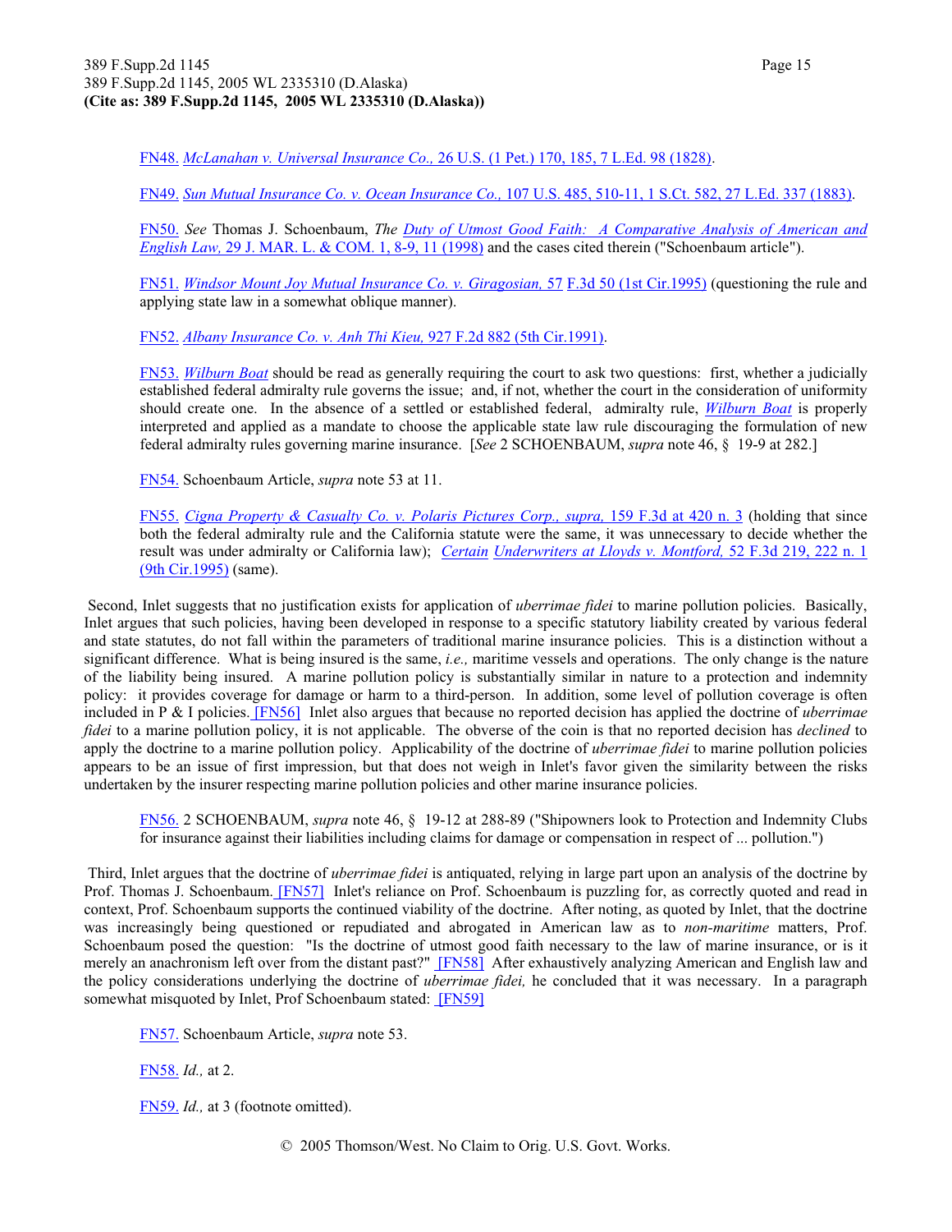FN48. *McLanahan v. Universal Insurance Co.,* 26 U.S. (1 Pet.) 170, 185, 7 L.Ed. 98 (1828).

FN49. *Sun Mutual Insurance Co. v. Ocean Insurance Co.,* 107 U.S. 485, 510-11, 1 S.Ct. 582, 27 L.Ed. 337 (1883).

FN50. *See* Thomas J. Schoenbaum, *The Duty of Utmost Good Faith: A Comparative Analysis of American and English Law,* 29 J. MAR. L. & COM. 1, 8-9, 11 (1998) and the cases cited therein ("Schoenbaum article").

FN51. *Windsor Mount Joy Mutual Insurance Co. v. Giragosian,* 57 F.3d 50 (1st Cir.1995) (questioning the rule and applying state law in a somewhat oblique manner).

FN52. *Albany Insurance Co. v. Anh Thi Kieu,* 927 F.2d 882 (5th Cir.1991).

FN53. *Wilburn Boat* should be read as generally requiring the court to ask two questions: first, whether a judicially established federal admiralty rule governs the issue; and, if not, whether the court in the consideration of uniformity should create one. In the absence of a settled or established federal, admiralty rule, *Wilburn Boat* is properly interpreted and applied as a mandate to choose the applicable state law rule discouraging the formulation of new federal admiralty rules governing marine insurance. [*See* 2 SCHOENBAUM, *supra* note 46, § 19-9 at 282.]

FN54. Schoenbaum Article, *supra* note 53 at 11.

FN55. *Cigna Property & Casualty Co. v. Polaris Pictures Corp., supra,* 159 F.3d at 420 n. 3 (holding that since both the federal admiralty rule and the California statute were the same, it was unnecessary to decide whether the result was under admiralty or California law); *Certain Underwriters at Lloyds v. Montford,* 52 F.3d 219, 222 n. 1 (9th Cir.1995) (same).

Second, Inlet suggests that no justification exists for application of *uberrimae fidei* to marine pollution policies. Basically, Inlet argues that such policies, having been developed in response to a specific statutory liability created by various federal and state statutes, do not fall within the parameters of traditional marine insurance policies. This is a distinction without a significant difference. What is being insured is the same, *i.e.,* maritime vessels and operations. The only change is the nature of the liability being insured. A marine pollution policy is substantially similar in nature to a protection and indemnity policy: it provides coverage for damage or harm to a third-person. In addition, some level of pollution coverage is often included in P & I policies. [FN56] Inlet also argues that because no reported decision has applied the doctrine of *uberrimae fidei* to a marine pollution policy, it is not applicable. The obverse of the coin is that no reported decision has *declined* to apply the doctrine to a marine pollution policy. Applicability of the doctrine of *uberrimae fidei* to marine pollution policies appears to be an issue of first impression, but that does not weigh in Inlet's favor given the similarity between the risks undertaken by the insurer respecting marine pollution policies and other marine insurance policies.

FN56. 2 SCHOENBAUM, *supra* note 46, § 19-12 at 288-89 ("Shipowners look to Protection and Indemnity Clubs for insurance against their liabilities including claims for damage or compensation in respect of ... pollution.")

Third, Inlet argues that the doctrine of *uberrimae fidei* is antiquated, relying in large part upon an analysis of the doctrine by Prof. Thomas J. Schoenbaum. [FN57] Inlet's reliance on Prof. Schoenbaum is puzzling for, as correctly quoted and read in context, Prof. Schoenbaum supports the continued viability of the doctrine. After noting, as quoted by Inlet, that the doctrine was increasingly being questioned or repudiated and abrogated in American law as to *non-maritime* matters, Prof. Schoenbaum posed the question: "Is the doctrine of utmost good faith necessary to the law of marine insurance, or is it merely an anachronism left over from the distant past?" [FN58] After exhaustively analyzing American and English law and the policy considerations underlying the doctrine of *uberrimae fidei,* he concluded that it was necessary. In a paragraph somewhat misquoted by Inlet, Prof Schoenbaum stated: [FN59]

FN57. Schoenbaum Article, *supra* note 53.

FN58. *Id.,* at 2.

FN59. *Id.,* at 3 (footnote omitted).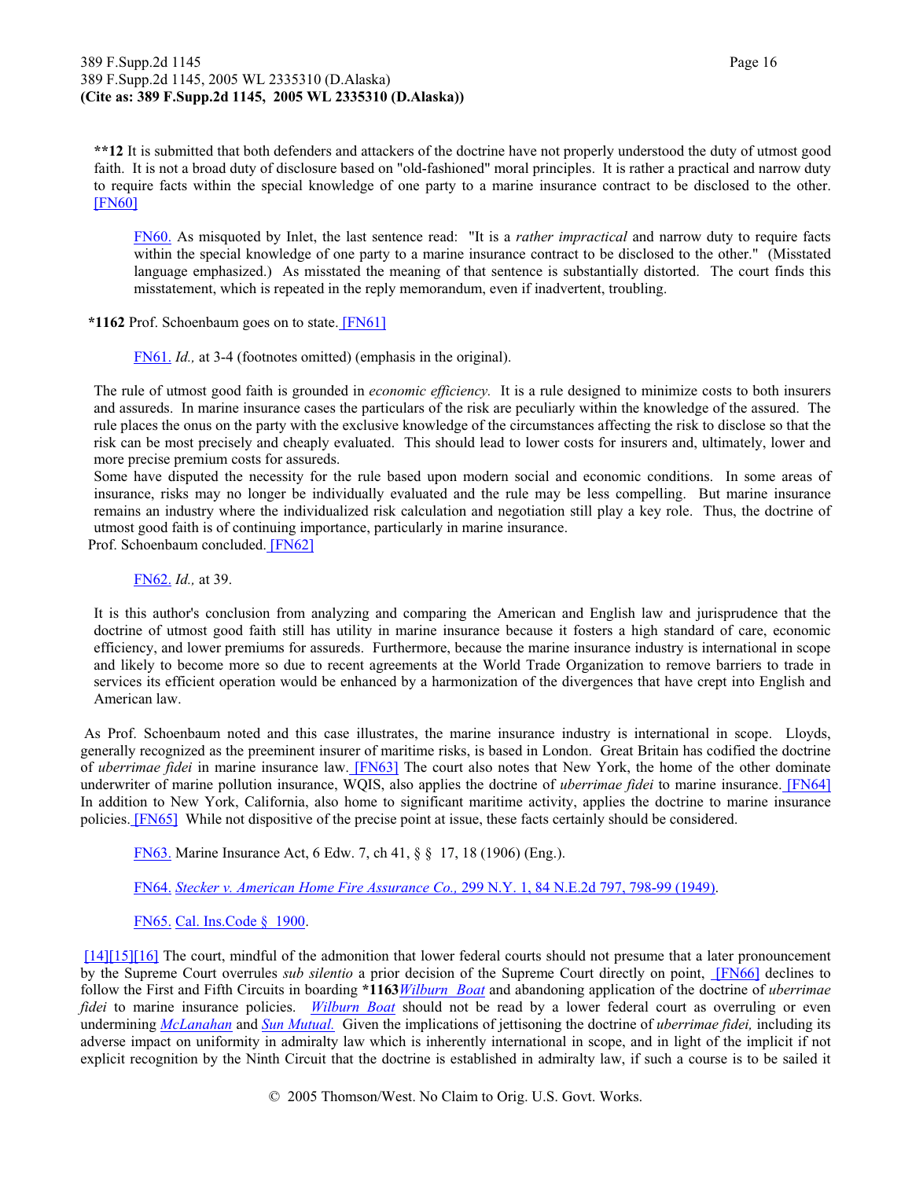**12 It is submitted that both defenders and attackers of the doctrine have not properly understood the duty of utmost good faith. It is not a broad duty of disclosure based on "old-fashioned" moral principles. It is rather a practical and narrow duty to require facts within the special knowledge of one party to a marine insurance contract to be disclosed to the other. [FN60]

> FN60. As misquoted by Inlet, the last sentence read: "It is a *rather impractical* and narrow duty to require facts within the special knowledge of one party to a marine insurance contract to be disclosed to the other." (Misstated language emphasized.) As misstated the meaning of that sentence is substantially distorted. The court finds this misstatement, which is repeated in the reply memorandum, even if inadvertent, troubling.

*1162 Prof. Schoenbaum goes on to state. [FN61]

> FN61. *Id.,* at 3-4 (footnotes omitted) (emphasis in the original).

> The rule of utmost good faith is grounded in *economic efficiency.* It is a rule designed to minimize costs to both insurers and assureds. In marine insurance cases the particulars of the risk are peculiarly within the knowledge of the assured. The rule places the onus on the party with the exclusive knowledge of the circumstances affecting the risk to disclose so that the risk can be most precisely and cheaply evaluated. This should lead to lower costs for insurers and, ultimately, lower and more precise premium costs for assureds.
>
> Some have disputed the necessity for the rule based upon modern social and economic conditions. In some areas of insurance, risks may no longer be individually evaluated and the rule may be less compelling. But marine insurance remains an industry where the individualized risk calculation and negotiation still play a key role. Thus, the doctrine of utmost good faith is of continuing importance, particularly in marine insurance.

Prof. Schoenbaum concluded. [FN62]

> FN62. *Id.,* at 39.

> It is this author's conclusion from analyzing and comparing the American and English law and jurisprudence that the doctrine of utmost good faith still has utility in marine insurance because it fosters a high standard of care, economic efficiency, and lower premiums for assureds. Furthermore, because the marine insurance industry is international in scope and likely to become more so due to recent agreements at the World Trade Organization to remove barriers to trade in services its efficient operation would be enhanced by a harmonization of the divergences that have crept into English and American law.

As Prof. Schoenbaum noted and this case illustrates, the marine insurance industry is international in scope. Lloyds, generally recognized as the preeminent insurer of maritime risks, is based in London. Great Britain has codified the doctrine of *uberrimae fidei* in marine insurance law. [FN63] The court also notes that New York, the home of the other dominate underwriter of marine pollution insurance, WQIS, also applies the doctrine of *uberrimae fidei* to marine insurance. [FN64] In addition to New York, California, also home to significant maritime activity, applies the doctrine to marine insurance policies. [FN65] While not dispositive of the precise point at issue, these facts certainly should be considered.

> FN63. Marine Insurance Act, 6 Edw. 7, ch 41, § § 17, 18 (1906) (Eng.).

> FN64. *Stecker v. American Home Fire Assurance Co.,* 299 N.Y. 1, 84 N.E.2d 797, 798-99 (1949).

> FN65. Cal. Ins.Code § 1900.

[14][15][16] The court, mindful of the admonition that lower federal courts should not presume that a later pronouncement by the Supreme Court overrules *sub silentio* a prior decision of the Supreme Court directly on point, [FN66] declines to follow the First and Fifth Circuits in boarding *1163*Wilburn Boat* and abandoning application of the doctrine of *uberrimae fidei* to marine insurance policies. *Wilburn Boat* should not be read by a lower federal court as overruling or even undermining *McLanahan* and *Sun Mutual.* Given the implications of jettisoning the doctrine of *uberrimae fidei,* including its adverse impact on uniformity in admiralty law which is inherently international in scope, and in light of the implicit if not explicit recognition by the Ninth Circuit that the doctrine is established in admiralty law, if such a course is to be sailed it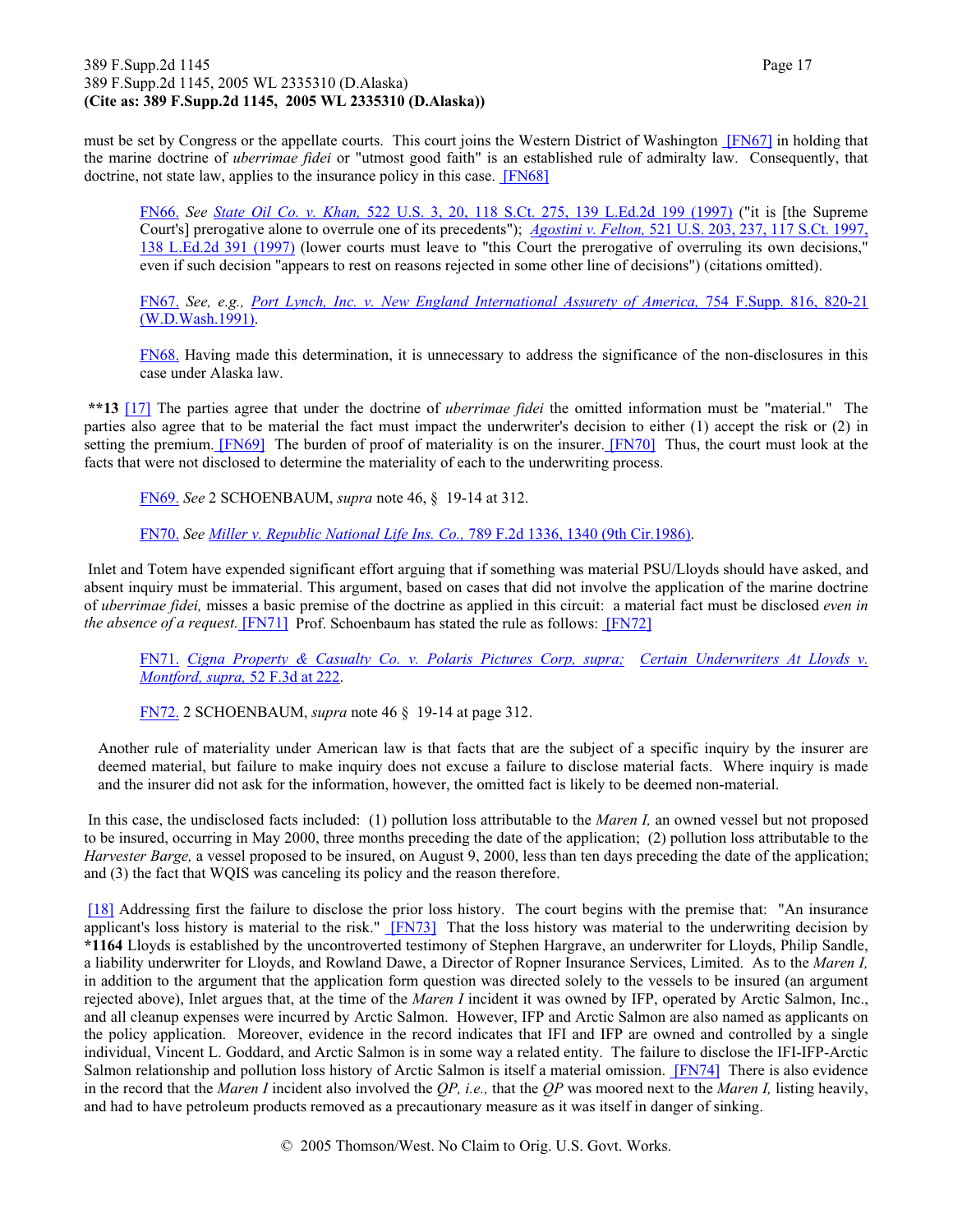must be set by Congress or the appellate courts. This court joins the Western District of Washington [FN67] in holding that the marine doctrine of *uberrimae fidei* or "utmost good faith" is an established rule of admiralty law. Consequently, that doctrine, not state law, applies to the insurance policy in this case. [FN68]

> FN66. *See* *State Oil Co. v. Khan,* 522 U.S. 3, 20, 118 S.Ct. 275, 139 L.Ed.2d 199 (1997) ("it is [the Supreme Court's] prerogative alone to overrule one of its precedents"); *Agostini v. Felton,* 521 U.S. 203, 237, 117 S.Ct. 1997, 138 L.Ed.2d 391 (1997) (lower courts must leave to "this Court the prerogative of overruling its own decisions," even if such decision "appears to rest on reasons rejected in some other line of decisions") (citations omitted).

> FN67. *See, e.g.,* *Port Lynch, Inc. v. New England International Assurety of America,* 754 F.Supp. 816, 820-21 (W.D.Wash.1991).

> FN68. Having made this determination, it is unnecessary to address the significance of the non-disclosures in this case under Alaska law.

**\*\*13** [17] The parties agree that under the doctrine of *uberrimae fidei* the omitted information must be "material." The parties also agree that to be material the fact must impact the underwriter's decision to either (1) accept the risk or (2) in setting the premium. [FN69] The burden of proof of materiality is on the insurer. [FN70] Thus, the court must look at the facts that were not disclosed to determine the materiality of each to the underwriting process.

> FN69. *See* 2 SCHOENBAUM, *supra* note 46, § 19-14 at 312.

> FN70. *See* *Miller v. Republic National Life Ins. Co.,* 789 F.2d 1336, 1340 (9th Cir.1986).

Inlet and Totem have expended significant effort arguing that if something was material PSU/Lloyds should have asked, and absent inquiry must be immaterial. This argument, based on cases that did not involve the application of the marine doctrine of *uberrimae fidei,* misses a basic premise of the doctrine as applied in this circuit: a material fact must be disclosed *even in the absence of a request.* [FN71] Prof. Schoenbaum has stated the rule as follows: [FN72]

> FN71. *Cigna Property & Casualty Co. v. Polaris Pictures Corp, supra;* *Certain Underwriters At Lloyds v. Montford, supra,* 52 F.3d at 222.

> FN72. 2 SCHOENBAUM, *supra* note 46 § 19-14 at page 312.

> Another rule of materiality under American law is that facts that are the subject of a specific inquiry by the insurer are deemed material, but failure to make inquiry does not excuse a failure to disclose material facts. Where inquiry is made and the insurer did not ask for the information, however, the omitted fact is likely to be deemed non-material.

In this case, the undisclosed facts included: (1) pollution loss attributable to the *Maren I,* an owned vessel but not proposed to be insured, occurring in May 2000, three months preceding the date of the application; (2) pollution loss attributable to the *Harvester Barge,* a vessel proposed to be insured, on August 9, 2000, less than ten days preceding the date of the application; and (3) the fact that WQIS was canceling its policy and the reason therefore.

[18] Addressing first the failure to disclose the prior loss history. The court begins with the premise that: "An insurance applicant's loss history is material to the risk." [FN73] That the loss history was material to the underwriting decision by **\*1164** Lloyds is established by the uncontroverted testimony of Stephen Hargrave, an underwriter for Lloyds, Philip Sandle, a liability underwriter for Lloyds, and Rowland Dawe, a Director of Ropner Insurance Services, Limited. As to the *Maren I,* in addition to the argument that the application form question was directed solely to the vessels to be insured (an argument rejected above), Inlet argues that, at the time of the *Maren I* incident it was owned by IFP, operated by Arctic Salmon, Inc., and all cleanup expenses were incurred by Arctic Salmon. However, IFP and Arctic Salmon are also named as applicants on the policy application. Moreover, evidence in the record indicates that IFI and IFP are owned and controlled by a single individual, Vincent L. Goddard, and Arctic Salmon is in some way a related entity. The failure to disclose the IFI-IFP-Arctic Salmon relationship and pollution loss history of Arctic Salmon is itself a material omission. [FN74] There is also evidence in the record that the *Maren I* incident also involved the *QP, i.e.,* that the *QP* was moored next to the *Maren I,* listing heavily, and had to have petroleum products removed as a precautionary measure as it was itself in danger of sinking.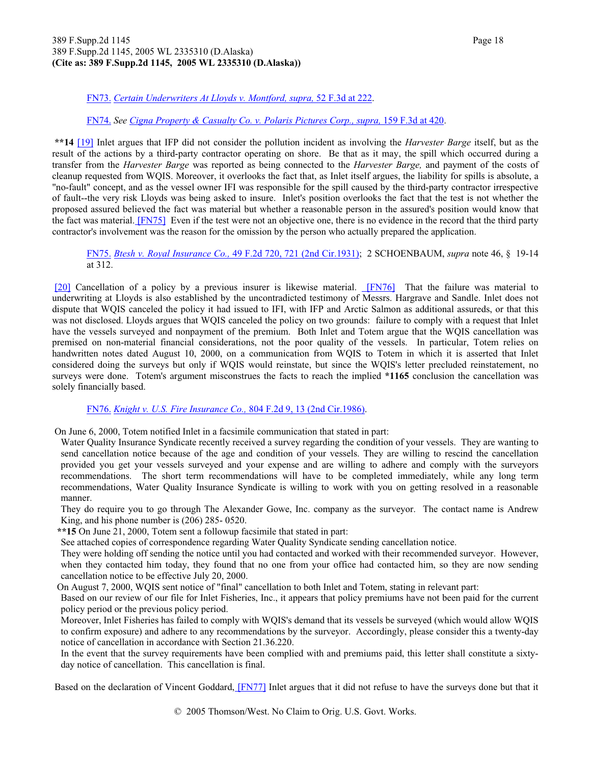FN73. *Certain Underwriters At Lloyds v. Montford, supra,* 52 F.3d at 222.

FN74. *See* *Cigna Property & Casualty Co. v. Polaris Pictures Corp., supra,* 159 F.3d at 420.

**\*\*14** [19] Inlet argues that IFP did not consider the pollution incident as involving the *Harvester Barge* itself, but as the result of the actions by a third-party contractor operating on shore. Be that as it may, the spill which occurred during a transfer from the *Harvester Barge* was reported as being connected to the *Harvester Barge,* and payment of the costs of cleanup requested from WQIS. Moreover, it overlooks the fact that, as Inlet itself argues, the liability for spills is absolute, a "no-fault" concept, and as the vessel owner IFI was responsible for the spill caused by the third-party contractor irrespective of fault--the very risk Lloyds was being asked to insure. Inlet's position overlooks the fact that the test is not whether the proposed assured believed the fact was material but whether a reasonable person in the assured's position would know that the fact was material. [FN75] Even if the test were not an objective one, there is no evidence in the record that the third party contractor's involvement was the reason for the omission by the person who actually prepared the application.

FN75. *Btesh v. Royal Insurance Co.,* 49 F.2d 720, 721 (2nd Cir.1931); 2 SCHOENBAUM, *supra* note 46, § 19-14 at 312.

[20] Cancellation of a policy by a previous insurer is likewise material. [FN76] That the failure was material to underwriting at Lloyds is also established by the uncontradicted testimony of Messrs. Hargrave and Sandle. Inlet does not dispute that WQIS canceled the policy it had issued to IFI, with IFP and Arctic Salmon as additional assureds, or that this was not disclosed. Lloyds argues that WQIS canceled the policy on two grounds: failure to comply with a request that Inlet have the vessels surveyed and nonpayment of the premium. Both Inlet and Totem argue that the WQIS cancellation was premised on non-material financial considerations, not the poor quality of the vessels. In particular, Totem relies on handwritten notes dated August 10, 2000, on a communication from WQIS to Totem in which it is asserted that Inlet considered doing the surveys but only if WQIS would reinstate, but since the WQIS's letter precluded reinstatement, no surveys were done. Totem's argument misconstrues the facts to reach the implied **\*1165** conclusion the cancellation was solely financially based.

FN76. *Knight v. U.S. Fire Insurance Co.,* 804 F.2d 9, 13 (2nd Cir.1986).

On June 6, 2000, Totem notified Inlet in a facsimile communication that stated in part:

> Water Quality Insurance Syndicate recently received a survey regarding the condition of your vessels. They are wanting to send cancellation notice because of the age and condition of your vessels. They are willing to rescind the cancellation provided you get your vessels surveyed and your expense and are willing to adhere and comply with the surveyors recommendations. The short term recommendations will have to be completed immediately, while any long term recommendations, Water Quality Insurance Syndicate is willing to work with you on getting resolved in a reasonable manner.
>
> They do require you to go through The Alexander Gowe, Inc. company as the surveyor. The contact name is Andrew King, and his phone number is (206) 285- 0520.

**\*\*15** On June 21, 2000, Totem sent a followup facsimile that stated in part:

> See attached copies of correspondence regarding Water Quality Syndicate sending cancellation notice.
>
> They were holding off sending the notice until you had contacted and worked with their recommended surveyor. However, when they contacted him today, they found that no one from your office had contacted him, so they are now sending cancellation notice to be effective July 20, 2000.

On August 7, 2000, WQIS sent notice of "final" cancellation to both Inlet and Totem, stating in relevant part:

> Based on our review of our file for Inlet Fisheries, Inc., it appears that policy premiums have not been paid for the current policy period or the previous policy period.
>
> Moreover, Inlet Fisheries has failed to comply with WQIS's demand that its vessels be surveyed (which would allow WQIS to confirm exposure) and adhere to any recommendations by the surveyor. Accordingly, please consider this a twenty-day notice of cancellation in accordance with Section 21.36.220.
>
> In the event that the survey requirements have been complied with and premiums paid, this letter shall constitute a sixty-day notice of cancellation. This cancellation is final.

Based on the declaration of Vincent Goddard, [FN77] Inlet argues that it did not refuse to have the surveys done but that it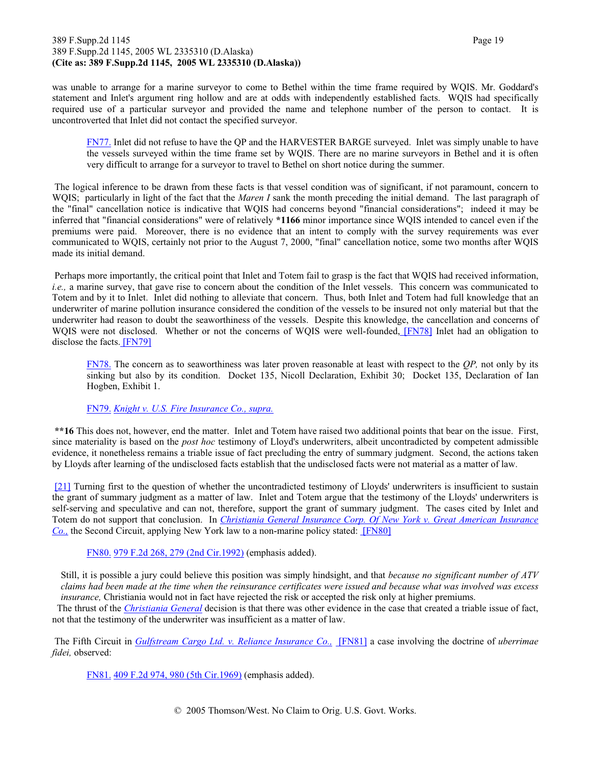was unable to arrange for a marine surveyor to come to Bethel within the time frame required by WQIS. Mr. Goddard's statement and Inlet's argument ring hollow and are at odds with independently established facts. WQIS had specifically required use of a particular surveyor and provided the name and telephone number of the person to contact. It is uncontroverted that Inlet did not contact the specified surveyor.

> FN77. Inlet did not refuse to have the QP and the HARVESTER BARGE surveyed. Inlet was simply unable to have the vessels surveyed within the time frame set by WQIS. There are no marine surveyors in Bethel and it is often very difficult to arrange for a surveyor to travel to Bethel on short notice during the summer.

The logical inference to be drawn from these facts is that vessel condition was of significant, if not paramount, concern to WQIS; particularly in light of the fact that the *Maren I* sank the month preceding the initial demand. The last paragraph of the "final" cancellation notice is indicative that WQIS had concerns beyond "financial considerations"; indeed it may be inferred that "financial considerations" were of relatively **\*1166** minor importance since WQIS intended to cancel even if the premiums were paid. Moreover, there is no evidence that an intent to comply with the survey requirements was ever communicated to WQIS, certainly not prior to the August 7, 2000, "final" cancellation notice, some two months after WQIS made its initial demand.

Perhaps more importantly, the critical point that Inlet and Totem fail to grasp is the fact that WQIS had received information, *i.e.,* a marine survey, that gave rise to concern about the condition of the Inlet vessels. This concern was communicated to Totem and by it to Inlet. Inlet did nothing to alleviate that concern. Thus, both Inlet and Totem had full knowledge that an underwriter of marine pollution insurance considered the condition of the vessels to be insured not only material but that the underwriter had reason to doubt the seaworthiness of the vessels. Despite this knowledge, the cancellation and concerns of WQIS were not disclosed. Whether or not the concerns of WQIS were well-founded, [FN78] Inlet had an obligation to disclose the facts. [FN79]

> FN78. The concern as to seaworthiness was later proven reasonable at least with respect to the *QP,* not only by its sinking but also by its condition. Docket 135, Nicoll Declaration, Exhibit 30; Docket 135, Declaration of Ian Hogben, Exhibit 1.

> FN79. *Knight v. U.S. Fire Insurance Co., supra.*

**\*\*16** This does not, however, end the matter. Inlet and Totem have raised two additional points that bear on the issue. First, since materiality is based on the *post hoc* testimony of Lloyd's underwriters, albeit uncontradicted by competent admissible evidence, it nonetheless remains a triable issue of fact precluding the entry of summary judgment. Second, the actions taken by Lloyds after learning of the undisclosed facts establish that the undisclosed facts were not material as a matter of law.

[21] Turning first to the question of whether the uncontradicted testimony of Lloyds' underwriters is insufficient to sustain the grant of summary judgment as a matter of law. Inlet and Totem argue that the testimony of the Lloyds' underwriters is self-serving and speculative and can not, therefore, support the grant of summary judgment. The cases cited by Inlet and Totem do not support that conclusion. In *Christiania General Insurance Corp. Of New York v. Great American Insurance Co.,* the Second Circuit, applying New York law to a non-marine policy stated: [FN80]

> FN80. 979 F.2d 268, 279 (2nd Cir.1992) (emphasis added).

> Still, it is possible a jury could believe this position was simply hindsight, and that *because no significant number of ATV claims had been made at the time when the reinsurance certificates were issued and because what was involved was excess insurance,* Christiania would not in fact have rejected the risk or accepted the risk only at higher premiums.

The thrust of the *Christiania General* decision is that there was other evidence in the case that created a triable issue of fact, not that the testimony of the underwriter was insufficient as a matter of law.

The Fifth Circuit in *Gulfstream Cargo Ltd. v. Reliance Insurance Co.,* [FN81] a case involving the doctrine of *uberrimae fidei,* observed:

> FN81. 409 F.2d 974, 980 (5th Cir.1969) (emphasis added).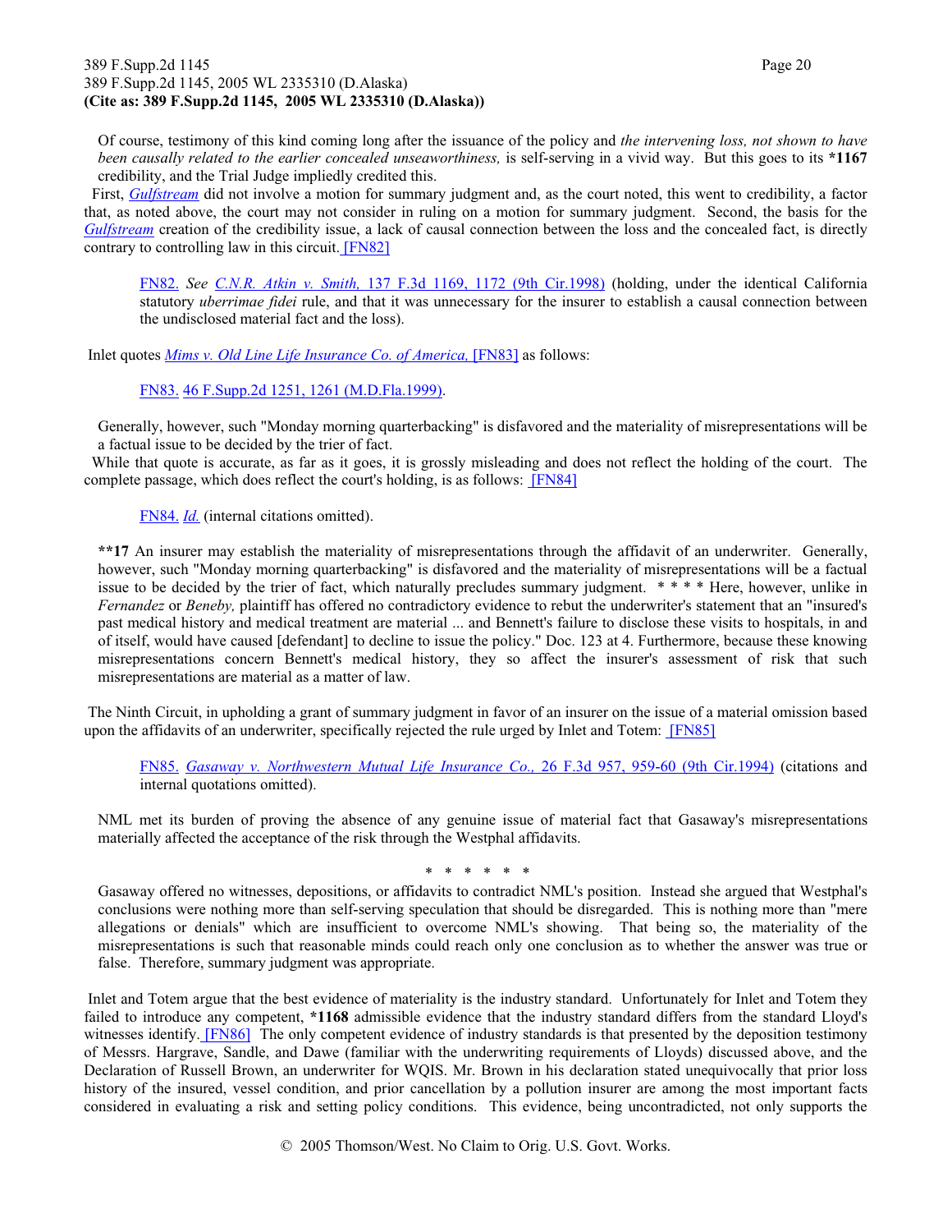Of course, testimony of this kind coming long after the issuance of the policy and *the intervening loss, not shown to have been causally related to the earlier concealed unseaworthiness,* is self-serving in a vivid way. But this goes to its **\*1167** credibility, and the Trial Judge impliedly credited this.

First, *Gulfstream* did not involve a motion for summary judgment and, as the court noted, this went to credibility, a factor that, as noted above, the court may not consider in ruling on a motion for summary judgment. Second, the basis for the *Gulfstream* creation of the credibility issue, a lack of causal connection between the loss and the concealed fact, is directly contrary to controlling law in this circuit. [FN82]

> FN82. *See* *C.N.R. Atkin v. Smith,* 137 F.3d 1169, 1172 (9th Cir.1998) (holding, under the identical California statutory *uberrimae fidei* rule, and that it was unnecessary for the insurer to establish a causal connection between the undisclosed material fact and the loss).

Inlet quotes *Mims v. Old Line Life Insurance Co. of America,* [FN83] as follows:

> FN83. 46 F.Supp.2d 1251, 1261 (M.D.Fla.1999).

> Generally, however, such "Monday morning quarterbacking" is disfavored and the materiality of misrepresentations will be a factual issue to be decided by the trier of fact.

While that quote is accurate, as far as it goes, it is grossly misleading and does not reflect the holding of the court. The complete passage, which does reflect the court's holding, is as follows: [FN84]

> FN84. *Id.* (internal citations omitted).

> **\*\*17** An insurer may establish the materiality of misrepresentations through the affidavit of an underwriter. Generally, however, such "Monday morning quarterbacking" is disfavored and the materiality of misrepresentations will be a factual issue to be decided by the trier of fact, which naturally precludes summary judgment. \* \* \* \* Here, however, unlike in *Fernandez* or *Beneby,* plaintiff has offered no contradictory evidence to rebut the underwriter's statement that an "insured's past medical history and medical treatment are material ... and Bennett's failure to disclose these visits to hospitals, in and of itself, would have caused [defendant] to decline to issue the policy." Doc. 123 at 4. Furthermore, because these knowing misrepresentations concern Bennett's medical history, they so affect the insurer's assessment of risk that such misrepresentations are material as a matter of law.

The Ninth Circuit, in upholding a grant of summary judgment in favor of an insurer on the issue of a material omission based upon the affidavits of an underwriter, specifically rejected the rule urged by Inlet and Totem: [FN85]

> FN85. *Gasaway v. Northwestern Mutual Life Insurance Co.,* 26 F.3d 957, 959-60 (9th Cir.1994) (citations and internal quotations omitted).

> NML met its burden of proving the absence of any genuine issue of material fact that Gasaway's misrepresentations materially affected the acceptance of the risk through the Westphal affidavits.
>
> \* \* \* \* \* \*
>
> Gasaway offered no witnesses, depositions, or affidavits to contradict NML's position. Instead she argued that Westphal's conclusions were nothing more than self-serving speculation that should be disregarded. This is nothing more than "mere allegations or denials" which are insufficient to overcome NML's showing. That being so, the materiality of the misrepresentations is such that reasonable minds could reach only one conclusion as to whether the answer was true or false. Therefore, summary judgment was appropriate.

Inlet and Totem argue that the best evidence of materiality is the industry standard. Unfortunately for Inlet and Totem they failed to introduce any competent, **\*1168** admissible evidence that the industry standard differs from the standard Lloyd's witnesses identify. [FN86] The only competent evidence of industry standards is that presented by the deposition testimony of Messrs. Hargrave, Sandle, and Dawe (familiar with the underwriting requirements of Lloyds) discussed above, and the Declaration of Russell Brown, an underwriter for WQIS. Mr. Brown in his declaration stated unequivocally that prior loss history of the insured, vessel condition, and prior cancellation by a pollution insurer are among the most important facts considered in evaluating a risk and setting policy conditions. This evidence, being uncontradicted, not only supports the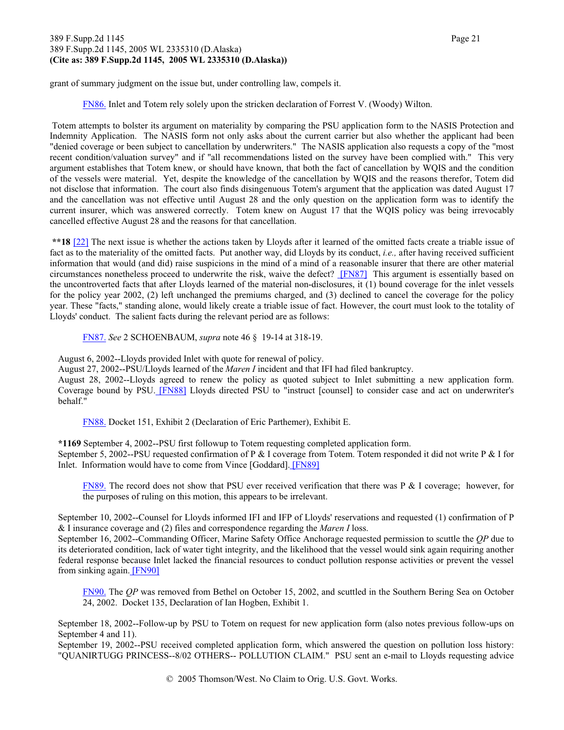grant of summary judgment on the issue but, under controlling law, compels it.

> FN86. Inlet and Totem rely solely upon the stricken declaration of Forrest V. (Woody) Wilton.

Totem attempts to bolster its argument on materiality by comparing the PSU application form to the NASIS Protection and Indemnity Application. The NASIS form not only asks about the current carrier but also whether the applicant had been "denied coverage or been subject to cancellation by underwriters." The NASIS application also requests a copy of the "most recent condition/valuation survey" and if "all recommendations listed on the survey have been complied with." This very argument establishes that Totem knew, or should have known, that both the fact of cancellation by WQIS and the condition of the vessels were material. Yet, despite the knowledge of the cancellation by WQIS and the reasons therefor, Totem did not disclose that information. The court also finds disingenuous Totem's argument that the application was dated August 17 and the cancellation was not effective until August 28 and the only question on the application form was to identify the current insurer, which was answered correctly. Totem knew on August 17 that the WQIS policy was being irrevocably cancelled effective August 28 and the reasons for that cancellation.

**\*\*18** [22] The next issue is whether the actions taken by Lloyds after it learned of the omitted facts create a triable issue of fact as to the materiality of the omitted facts. Put another way, did Lloyds by its conduct, *i.e.,* after having received sufficient information that would (and did) raise suspicions in the mind of a mind of a reasonable insurer that there are other material circumstances nonetheless proceed to underwrite the risk, waive the defect? [FN87] This argument is essentially based on the uncontroverted facts that after Lloyds learned of the material non-disclosures, it (1) bound coverage for the inlet vessels for the policy year 2002, (2) left unchanged the premiums charged, and (3) declined to cancel the coverage for the policy year. These "facts," standing alone, would likely create a triable issue of fact. However, the court must look to the totality of Lloyds' conduct. The salient facts during the relevant period are as follows:

> FN87. *See* 2 SCHOENBAUM, *supra* note 46 § 19-14 at 318-19.

August 6, 2002--Lloyds provided Inlet with quote for renewal of policy.
August 27, 2002--PSU/Lloyds learned of the *Maren I* incident and that IFI had filed bankruptcy.
August 28, 2002--Lloyds agreed to renew the policy as quoted subject to Inlet submitting a new application form. Coverage bound by PSU. [FN88] Lloyds directed PSU to "instruct [counsel] to consider case and act on underwriter's behalf."

> FN88. Docket 151, Exhibit 2 (Declaration of Eric Parthemer), Exhibit E.

**\*1169** September 4, 2002--PSU first followup to Totem requesting completed application form.
September 5, 2002--PSU requested confirmation of P & I coverage from Totem. Totem responded it did not write P & I for Inlet. Information would have to come from Vince [Goddard]. [FN89]

> FN89. The record does not show that PSU ever received verification that there was P & I coverage; however, for the purposes of ruling on this motion, this appears to be irrelevant.

September 10, 2002--Counsel for Lloyds informed IFI and IFP of Lloyds' reservations and requested (1) confirmation of P & I insurance coverage and (2) files and correspondence regarding the *Maren I* loss.
September 16, 2002--Commanding Officer, Marine Safety Office Anchorage requested permission to scuttle the *QP* due to its deteriorated condition, lack of water tight integrity, and the likelihood that the vessel would sink again requiring another federal response because Inlet lacked the financial resources to conduct pollution response activities or prevent the vessel from sinking again. [FN90]

> FN90. The *QP* was removed from Bethel on October 15, 2002, and scuttled in the Southern Bering Sea on October 24, 2002. Docket 135, Declaration of Ian Hogben, Exhibit 1.

September 18, 2002--Follow-up by PSU to Totem on request for new application form (also notes previous follow-ups on September 4 and 11).
September 19, 2002--PSU received completed application form, which answered the question on pollution loss history: "QUANIRTUGG PRINCESS--8/02 OTHERS-- POLLUTION CLAIM." PSU sent an e-mail to Lloyds requesting advice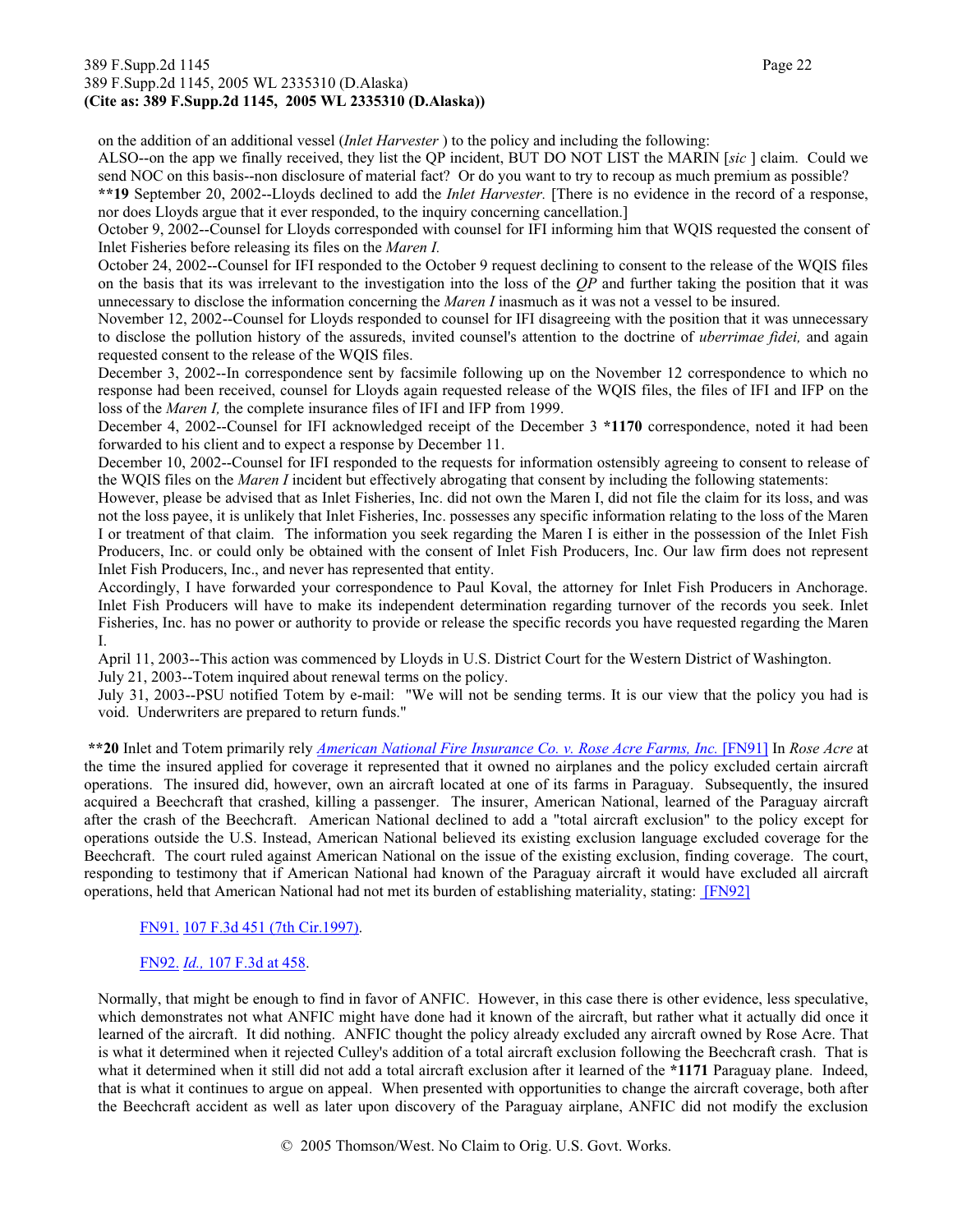on the addition of an additional vessel (*Inlet Harvester* ) to the policy and including the following:

ALSO--on the app we finally received, they list the QP incident, BUT DO NOT LIST the MARIN [*sic* ] claim. Could we send NOC on this basis--non disclosure of material fact? Or do you want to try to recoup as much premium as possible?

**\*\*19** September 20, 2002--Lloyds declined to add the *Inlet Harvester.* [There is no evidence in the record of a response, nor does Lloyds argue that it ever responded, to the inquiry concerning cancellation.]

October 9, 2002--Counsel for Lloyds corresponded with counsel for IFI informing him that WQIS requested the consent of Inlet Fisheries before releasing its files on the *Maren I.*

October 24, 2002--Counsel for IFI responded to the October 9 request declining to consent to the release of the WQIS files on the basis that its was irrelevant to the investigation into the loss of the *QP* and further taking the position that it was unnecessary to disclose the information concerning the *Maren I* inasmuch as it was not a vessel to be insured.

November 12, 2002--Counsel for Lloyds responded to counsel for IFI disagreeing with the position that it was unnecessary to disclose the pollution history of the assureds, invited counsel's attention to the doctrine of *uberrimae fidei,* and again requested consent to the release of the WQIS files.

December 3, 2002--In correspondence sent by facsimile following up on the November 12 correspondence to which no response had been received, counsel for Lloyds again requested release of the WQIS files, the files of IFI and IFP on the loss of the *Maren I,* the complete insurance files of IFI and IFP from 1999.

December 4, 2002--Counsel for IFI acknowledged receipt of the December 3 **\*1170** correspondence, noted it had been forwarded to his client and to expect a response by December 11.

December 10, 2002--Counsel for IFI responded to the requests for information ostensibly agreeing to consent to release of the WQIS files on the *Maren I* incident but effectively abrogating that consent by including the following statements:

However, please be advised that as Inlet Fisheries, Inc. did not own the Maren I, did not file the claim for its loss, and was not the loss payee, it is unlikely that Inlet Fisheries, Inc. possesses any specific information relating to the loss of the Maren I or treatment of that claim. The information you seek regarding the Maren I is either in the possession of the Inlet Fish Producers, Inc. or could only be obtained with the consent of Inlet Fish Producers, Inc. Our law firm does not represent Inlet Fish Producers, Inc., and never has represented that entity.

Accordingly, I have forwarded your correspondence to Paul Koval, the attorney for Inlet Fish Producers in Anchorage. Inlet Fish Producers will have to make its independent determination regarding turnover of the records you seek. Inlet Fisheries, Inc. has no power or authority to provide or release the specific records you have requested regarding the Maren I.

April 11, 2003--This action was commenced by Lloyds in U.S. District Court for the Western District of Washington.

July 21, 2003--Totem inquired about renewal terms on the policy.

July 31, 2003--PSU notified Totem by e-mail: "We will not be sending terms. It is our view that the policy you had is void. Underwriters are prepared to return funds."

**\*\*20** Inlet and Totem primarily rely *American National Fire Insurance Co. v. Rose Acre Farms, Inc.* [FN91] In *Rose Acre* at the time the insured applied for coverage it represented that it owned no airplanes and the policy excluded certain aircraft operations. The insured did, however, own an aircraft located at one of its farms in Paraguay. Subsequently, the insured acquired a Beechcraft that crashed, killing a passenger. The insurer, American National, learned of the Paraguay aircraft after the crash of the Beechcraft. American National declined to add a "total aircraft exclusion" to the policy except for operations outside the U.S. Instead, American National believed its existing exclusion language excluded coverage for the Beechcraft. The court ruled against American National on the issue of the existing exclusion, finding coverage. The court, responding to testimony that if American National had known of the Paraguay aircraft it would have excluded all aircraft operations, held that American National had not met its burden of establishing materiality, stating: [FN92]

FN91. 107 F.3d 451 (7th Cir.1997).

FN92. *Id.,* 107 F.3d at 458.

Normally, that might be enough to find in favor of ANFIC. However, in this case there is other evidence, less speculative, which demonstrates not what ANFIC might have done had it known of the aircraft, but rather what it actually did once it learned of the aircraft. It did nothing. ANFIC thought the policy already excluded any aircraft owned by Rose Acre. That is what it determined when it rejected Culley's addition of a total aircraft exclusion following the Beechcraft crash. That is what it determined when it still did not add a total aircraft exclusion after it learned of the **\*1171** Paraguay plane. Indeed, that is what it continues to argue on appeal. When presented with opportunities to change the aircraft coverage, both after the Beechcraft accident as well as later upon discovery of the Paraguay airplane, ANFIC did not modify the exclusion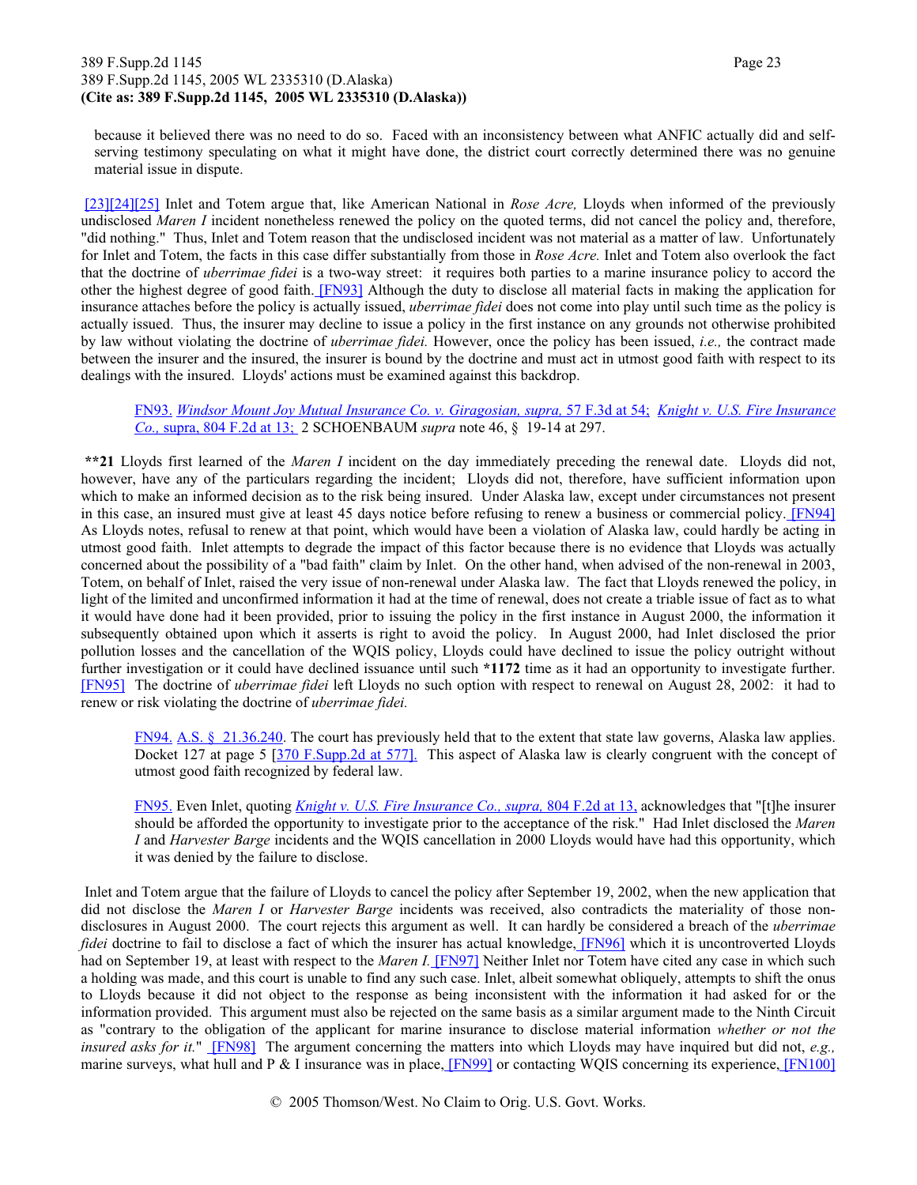because it believed there was no need to do so. Faced with an inconsistency between what ANFIC actually did and self-serving testimony speculating on what it might have done, the district court correctly determined there was no genuine material issue in dispute.

[23][24][25] Inlet and Totem argue that, like American National in *Rose Acre,* Lloyds when informed of the previously undisclosed *Maren I* incident nonetheless renewed the policy on the quoted terms, did not cancel the policy and, therefore, "did nothing." Thus, Inlet and Totem reason that the undisclosed incident was not material as a matter of law. Unfortunately for Inlet and Totem, the facts in this case differ substantially from those in *Rose Acre.* Inlet and Totem also overlook the fact that the doctrine of *uberrimae fidei* is a two-way street: it requires both parties to a marine insurance policy to accord the other the highest degree of good faith. [FN93] Although the duty to disclose all material facts in making the application for insurance attaches before the policy is actually issued, *uberrimae fidei* does not come into play until such time as the policy is actually issued. Thus, the insurer may decline to issue a policy in the first instance on any grounds not otherwise prohibited by law without violating the doctrine of *uberrimae fidei.* However, once the policy has been issued, *i.e.,* the contract made between the insurer and the insured, the insurer is bound by the doctrine and must act in utmost good faith with respect to its dealings with the insured. Lloyds' actions must be examined against this backdrop.

FN93. *Windsor Mount Joy Mutual Insurance Co. v. Giragosian, supra,* 57 F.3d at 54; *Knight v. U.S. Fire Insurance Co.,* supra, 804 F.2d at 13; 2 SCHOENBAUM *supra* note 46, § 19-14 at 297.

**\*\*21** Lloyds first learned of the *Maren I* incident on the day immediately preceding the renewal date. Lloyds did not, however, have any of the particulars regarding the incident; Lloyds did not, therefore, have sufficient information upon which to make an informed decision as to the risk being insured. Under Alaska law, except under circumstances not present in this case, an insured must give at least 45 days notice before refusing to renew a business or commercial policy. [FN94] As Lloyds notes, refusal to renew at that point, which would have been a violation of Alaska law, could hardly be acting in utmost good faith. Inlet attempts to degrade the impact of this factor because there is no evidence that Lloyds was actually concerned about the possibility of a "bad faith" claim by Inlet. On the other hand, when advised of the non-renewal in 2003, Totem, on behalf of Inlet, raised the very issue of non-renewal under Alaska law. The fact that Lloyds renewed the policy, in light of the limited and unconfirmed information it had at the time of renewal, does not create a triable issue of fact as to what it would have done had it been provided, prior to issuing the policy in the first instance in August 2000, the information it subsequently obtained upon which it asserts is right to avoid the policy. In August 2000, had Inlet disclosed the prior pollution losses and the cancellation of the WQIS policy, Lloyds could have declined to issue the policy outright without further investigation or it could have declined issuance until such **\*1172** time as it had an opportunity to investigate further. [FN95] The doctrine of *uberrimae fidei* left Lloyds no such option with respect to renewal on August 28, 2002: it had to renew or risk violating the doctrine of *uberrimae fidei.*

FN94. A.S. § 21.36.240. The court has previously held that to the extent that state law governs, Alaska law applies. Docket 127 at page 5 [370 F.Supp.2d at 577]. This aspect of Alaska law is clearly congruent with the concept of utmost good faith recognized by federal law.

FN95. Even Inlet, quoting *Knight v. U.S. Fire Insurance Co., supra,* 804 F.2d at 13, acknowledges that "[t]he insurer should be afforded the opportunity to investigate prior to the acceptance of the risk." Had Inlet disclosed the *Maren I* and *Harvester Barge* incidents and the WQIS cancellation in 2000 Lloyds would have had this opportunity, which it was denied by the failure to disclose.

Inlet and Totem argue that the failure of Lloyds to cancel the policy after September 19, 2002, when the new application that did not disclose the *Maren I* or *Harvester Barge* incidents was received, also contradicts the materiality of those non-disclosures in August 2000. The court rejects this argument as well. It can hardly be considered a breach of the *uberrimae fidei* doctrine to fail to disclose a fact of which the insurer has actual knowledge, [FN96] which it is uncontroverted Lloyds had on September 19, at least with respect to the *Maren I.* [FN97] Neither Inlet nor Totem have cited any case in which such a holding was made, and this court is unable to find any such case. Inlet, albeit somewhat obliquely, attempts to shift the onus to Lloyds because it did not object to the response as being inconsistent with the information it had asked for or the information provided. This argument must also be rejected on the same basis as a similar argument made to the Ninth Circuit as "contrary to the obligation of the applicant for marine insurance to disclose material information *whether or not the insured asks for it.*" [FN98] The argument concerning the matters into which Lloyds may have inquired but did not, *e.g.,* marine surveys, what hull and P & I insurance was in place, [FN99] or contacting WQIS concerning its experience, [FN100]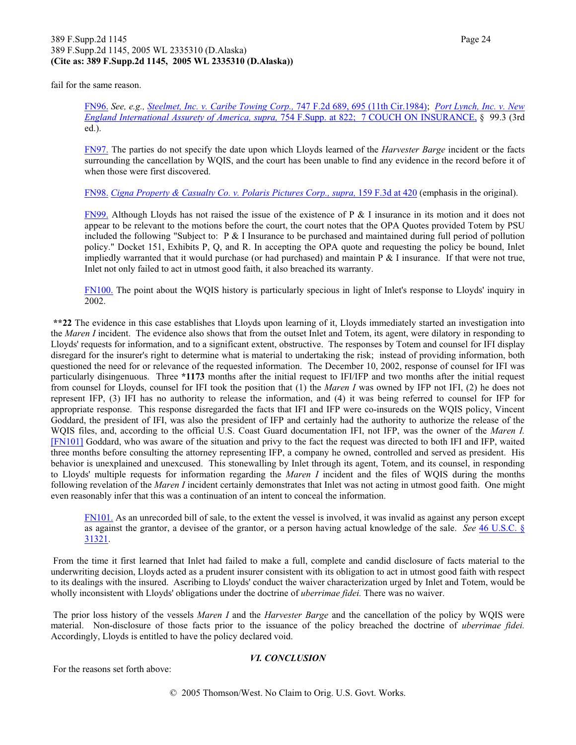fail for the same reason.

> FN96. *See, e.g., Steelmet, Inc. v. Caribe Towing Corp.,* 747 F.2d 689, 695 (11th Cir.1984); *Port Lynch, Inc. v. New England International Assurety of America, supra,* 754 F.Supp. at 822; 7 COUCH ON INSURANCE, § 99.3 (3rd ed.).

> FN97. The parties do not specify the date upon which Lloyds learned of the *Harvester Barge* incident or the facts surrounding the cancellation by WQIS, and the court has been unable to find any evidence in the record before it of when those were first discovered.

> FN98. *Cigna Property & Casualty Co. v. Polaris Pictures Corp., supra,* 159 F.3d at 420 (emphasis in the original).

> FN99. Although Lloyds has not raised the issue of the existence of P & I insurance in its motion and it does not appear to be relevant to the motions before the court, the court notes that the OPA Quotes provided Totem by PSU included the following "Subject to: P & I Insurance to be purchased and maintained during full period of pollution policy." Docket 151, Exhibits P, Q, and R. In accepting the OPA quote and requesting the policy be bound, Inlet impliedly warranted that it would purchase (or had purchased) and maintain P & I insurance. If that were not true, Inlet not only failed to act in utmost good faith, it also breached its warranty.

> FN100. The point about the WQIS history is particularly specious in light of Inlet's response to Lloyds' inquiry in 2002.

**\*\*22** The evidence in this case establishes that Lloyds upon learning of it, Lloyds immediately started an investigation into the *Maren I* incident. The evidence also shows that from the outset Inlet and Totem, its agent, were dilatory in responding to Lloyds' requests for information, and to a significant extent, obstructive. The responses by Totem and counsel for IFI display disregard for the insurer's right to determine what is material to undertaking the risk; instead of providing information, both questioned the need for or relevance of the requested information. The December 10, 2002, response of counsel for IFI was particularly disingenuous. Three **\*1173** months after the initial request to IFI/IFP and two months after the initial request from counsel for Lloyds, counsel for IFI took the position that (1) the *Maren I* was owned by IFP not IFI, (2) he does not represent IFP, (3) IFI has no authority to release the information, and (4) it was being referred to counsel for IFP for appropriate response. This response disregarded the facts that IFI and IFP were co-insureds on the WQIS policy, Vincent Goddard, the president of IFI, was also the president of IFP and certainly had the authority to authorize the release of the WQIS files, and, according to the official U.S. Coast Guard documentation IFI, not IFP, was the owner of the *Maren I.* [FN101] Goddard, who was aware of the situation and privy to the fact the request was directed to both IFI and IFP, waited three months before consulting the attorney representing IFP, a company he owned, controlled and served as president. His behavior is unexplained and unexcused. This stonewalling by Inlet through its agent, Totem, and its counsel, in responding to Lloyds' multiple requests for information regarding the *Maren I* incident and the files of WQIS during the months following revelation of the *Maren I* incident certainly demonstrates that Inlet was not acting in utmost good faith. One might even reasonably infer that this was a continuation of an intent to conceal the information.

> FN101. As an unrecorded bill of sale, to the extent the vessel is involved, it was invalid as against any person except as against the grantor, a devisee of the grantor, or a person having actual knowledge of the sale. *See* 46 U.S.C. § 31321.

From the time it first learned that Inlet had failed to make a full, complete and candid disclosure of facts material to the underwriting decision, Lloyds acted as a prudent insurer consistent with its obligation to act in utmost good faith with respect to its dealings with the insured. Ascribing to Lloyds' conduct the waiver characterization urged by Inlet and Totem, would be wholly inconsistent with Lloyds' obligations under the doctrine of *uberrimae fidei.* There was no waiver.

The prior loss history of the vessels *Maren I* and the *Harvester Barge* and the cancellation of the policy by WQIS were material. Non-disclosure of those facts prior to the issuance of the policy breached the doctrine of *uberrimae fidei.* Accordingly, Lloyds is entitled to have the policy declared void.

## *VI. CONCLUSION*

For the reasons set forth above: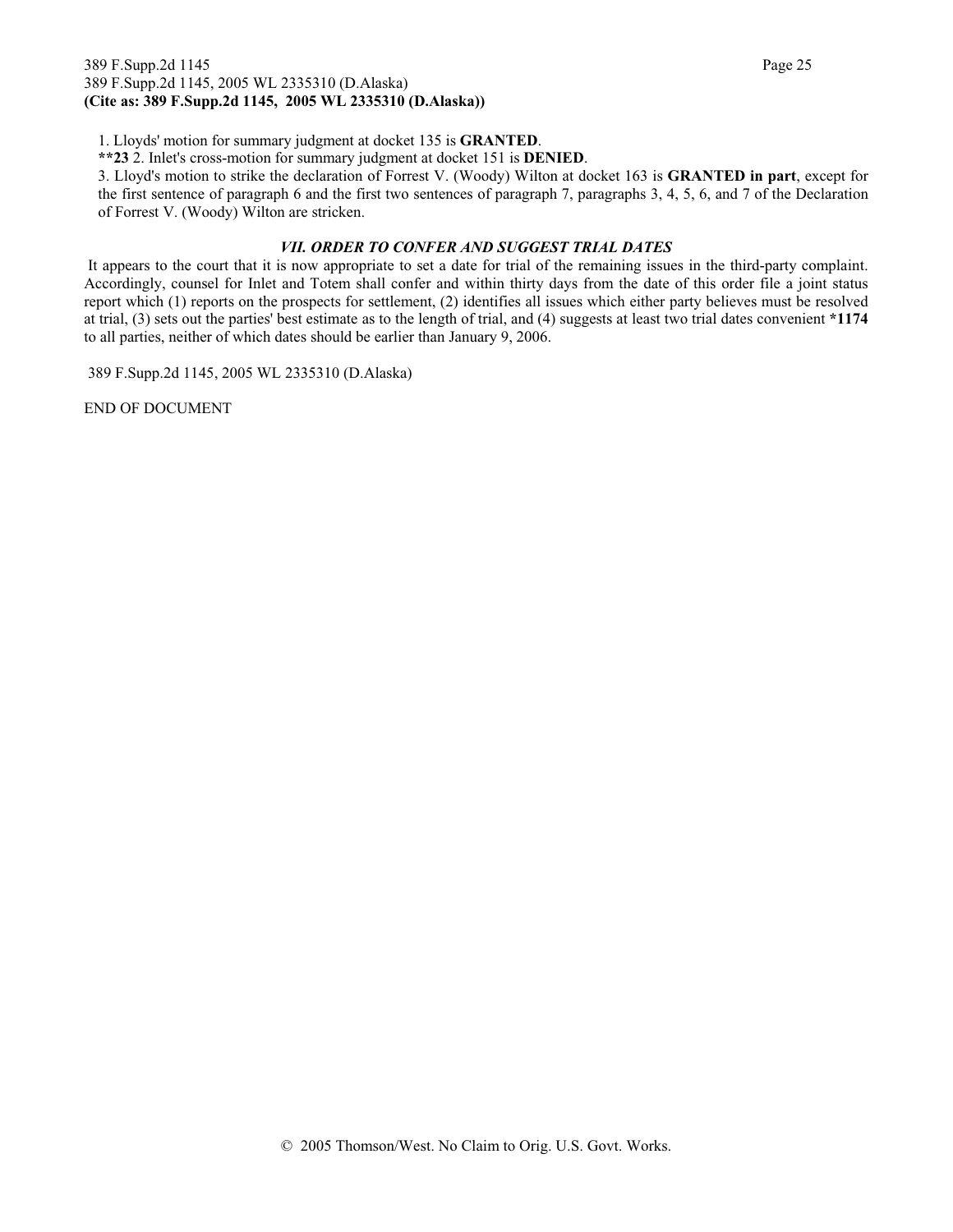1. Lloyds' motion for summary judgment at docket 135 is **GRANTED**.

**\*\*23** 2. Inlet's cross-motion for summary judgment at docket 151 is **DENIED**.

3. Lloyd's motion to strike the declaration of Forrest V. (Woody) Wilton at docket 163 is **GRANTED in part**, except for the first sentence of paragraph 6 and the first two sentences of paragraph 7, paragraphs 3, 4, 5, 6, and 7 of the Declaration of Forrest V. (Woody) Wilton are stricken.

### *VII. ORDER TO CONFER AND SUGGEST TRIAL DATES*

It appears to the court that it is now appropriate to set a date for trial of the remaining issues in the third-party complaint. Accordingly, counsel for Inlet and Totem shall confer and within thirty days from the date of this order file a joint status report which (1) reports on the prospects for settlement, (2) identifies all issues which either party believes must be resolved at trial, (3) sets out the parties' best estimate as to the length of trial, and (4) suggests at least two trial dates convenient **\*1174** to all parties, neither of which dates should be earlier than January 9, 2006.

389 F.Supp.2d 1145, 2005 WL 2335310 (D.Alaska)

END OF DOCUMENT